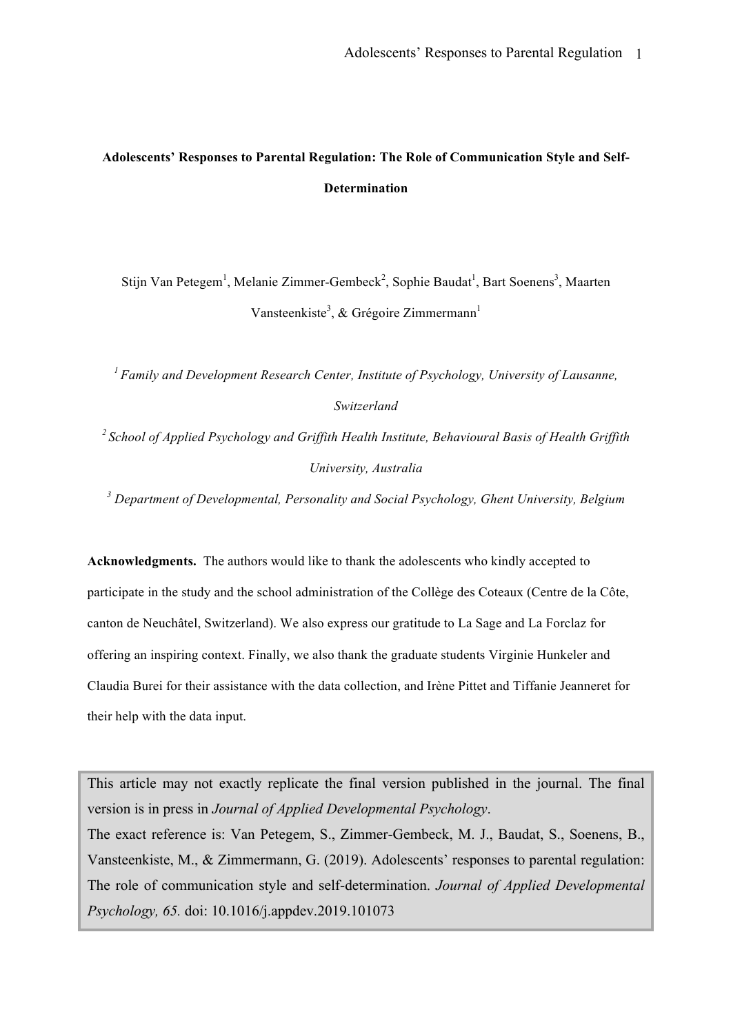# Adolescents' Responses to Parental Regulation: The Role of Communication Style and Self-Determination

Stijn Van Petegem[1], Melanie Zimmer-Gembeck[2], Sophie Baudat[1], Bart Soenens[3], Maarten Vansteenkiste[3], & Grégoire Zimmermann[1]

[1] *Family and Development Research Center, Institute of Psychology, University of Lausanne, Switzerland*

[2] *School of Applied Psychology and Griffith Health Institute, Behavioural Basis of Health Griffith University, Australia*

[3] *Department of Developmental, Personality and Social Psychology, Ghent University, Belgium*

**Acknowledgments.** The authors would like to thank the adolescents who kindly accepted to participate in the study and the school administration of the Collège des Coteaux (Centre de la Côte, canton de Neuchâtel, Switzerland). We also express our gratitude to La Sage and La Forclaz for offering an inspiring context. Finally, we also thank the graduate students Virginie Hunkeler and Claudia Burei for their assistance with the data collection, and Irène Pittet and Tiffanie Jeanneret for their help with the data input.

This article may not exactly replicate the final version published in the journal. The final version is in press in *Journal of Applied Developmental Psychology*.
The exact reference is: Van Petegem, S., Zimmer-Gembeck, M. J., Baudat, S., Soenens, B., Vansteenkiste, M., & Zimmermann, G. (2019). Adolescents' responses to parental regulation: The role of communication style and self-determination. *Journal of Applied Developmental Psychology, 65.* doi: 10.1016/j.appdev.2019.101073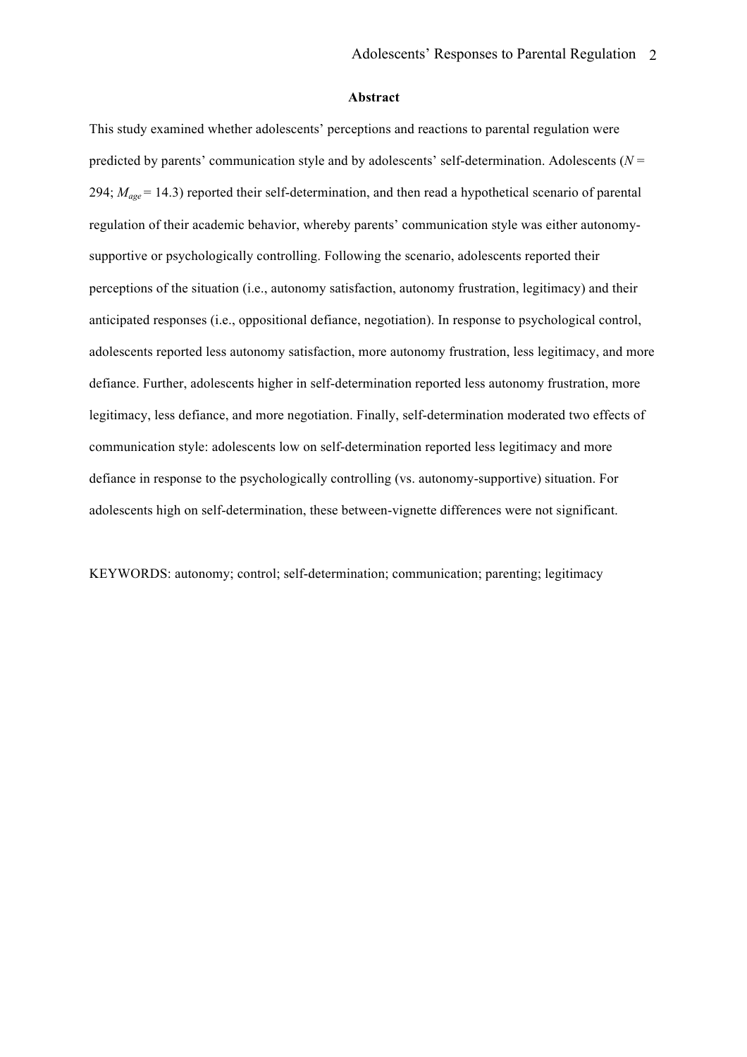## Abstract

This study examined whether adolescents' perceptions and reactions to parental regulation were predicted by parents' communication style and by adolescents' self-determination. Adolescents ($N$ = 294; $M_{age}$ = 14.3) reported their self-determination, and then read a hypothetical scenario of parental regulation of their academic behavior, whereby parents' communication style was either autonomy-supportive or psychologically controlling. Following the scenario, adolescents reported their perceptions of the situation (i.e., autonomy satisfaction, autonomy frustration, legitimacy) and their anticipated responses (i.e., oppositional defiance, negotiation). In response to psychological control, adolescents reported less autonomy satisfaction, more autonomy frustration, less legitimacy, and more defiance. Further, adolescents higher in self-determination reported less autonomy frustration, more legitimacy, less defiance, and more negotiation. Finally, self-determination moderated two effects of communication style: adolescents low on self-determination reported less legitimacy and more defiance in response to the psychologically controlling (vs. autonomy-supportive) situation. For adolescents high on self-determination, these between-vignette differences were not significant.

KEYWORDS: autonomy; control; self-determination; communication; parenting; legitimacy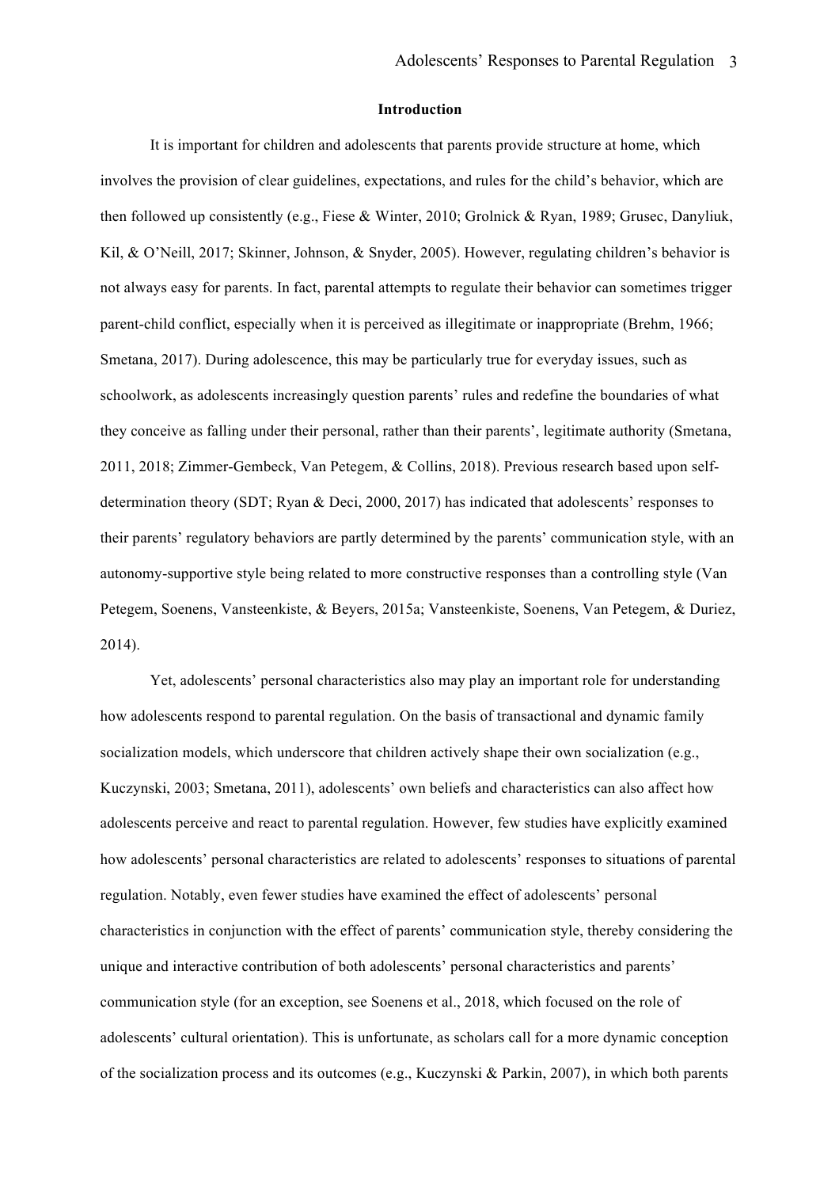## Introduction

It is important for children and adolescents that parents provide structure at home, which involves the provision of clear guidelines, expectations, and rules for the child's behavior, which are then followed up consistently (e.g., Fiese & Winter, 2010; Grolnick & Ryan, 1989; Grusec, Danyliuk, Kil, & O'Neill, 2017; Skinner, Johnson, & Snyder, 2005). However, regulating children's behavior is not always easy for parents. In fact, parental attempts to regulate their behavior can sometimes trigger parent-child conflict, especially when it is perceived as illegitimate or inappropriate (Brehm, 1966; Smetana, 2017). During adolescence, this may be particularly true for everyday issues, such as schoolwork, as adolescents increasingly question parents' rules and redefine the boundaries of what they conceive as falling under their personal, rather than their parents', legitimate authority (Smetana, 2011, 2018; Zimmer-Gembeck, Van Petegem, & Collins, 2018). Previous research based upon self-determination theory (SDT; Ryan & Deci, 2000, 2017) has indicated that adolescents' responses to their parents' regulatory behaviors are partly determined by the parents' communication style, with an autonomy-supportive style being related to more constructive responses than a controlling style (Van Petegem, Soenens, Vansteenkiste, & Beyers, 2015a; Vansteenkiste, Soenens, Van Petegem, & Duriez, 2014).

Yet, adolescents' personal characteristics also may play an important role for understanding how adolescents respond to parental regulation. On the basis of transactional and dynamic family socialization models, which underscore that children actively shape their own socialization (e.g., Kuczynski, 2003; Smetana, 2011), adolescents' own beliefs and characteristics can also affect how adolescents perceive and react to parental regulation. However, few studies have explicitly examined how adolescents' personal characteristics are related to adolescents' responses to situations of parental regulation. Notably, even fewer studies have examined the effect of adolescents' personal characteristics in conjunction with the effect of parents' communication style, thereby considering the unique and interactive contribution of both adolescents' personal characteristics and parents' communication style (for an exception, see Soenens et al., 2018, which focused on the role of adolescents' cultural orientation). This is unfortunate, as scholars call for a more dynamic conception of the socialization process and its outcomes (e.g., Kuczynski & Parkin, 2007), in which both parents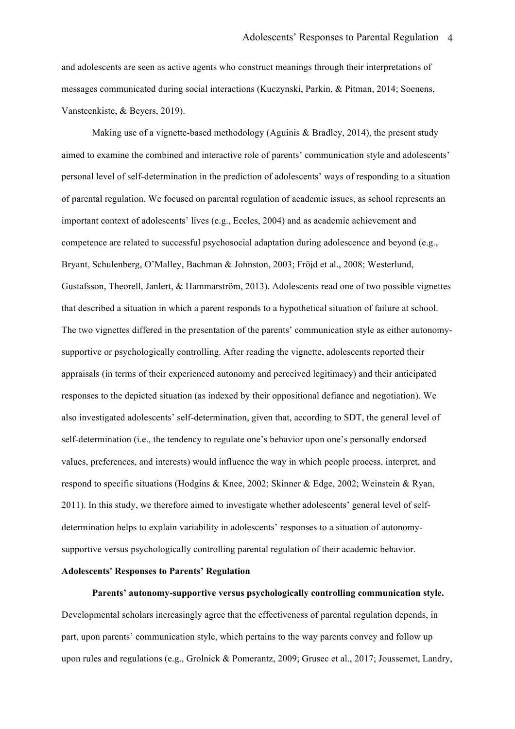and adolescents are seen as active agents who construct meanings through their interpretations of messages communicated during social interactions (Kuczynski, Parkin, & Pitman, 2014; Soenens, Vansteenkiste, & Beyers, 2019).

Making use of a vignette-based methodology (Aguinis & Bradley, 2014), the present study aimed to examine the combined and interactive role of parents' communication style and adolescents' personal level of self-determination in the prediction of adolescents' ways of responding to a situation of parental regulation. We focused on parental regulation of academic issues, as school represents an important context of adolescents' lives (e.g., Eccles, 2004) and as academic achievement and competence are related to successful psychosocial adaptation during adolescence and beyond (e.g., Bryant, Schulenberg, O'Malley, Bachman & Johnston, 2003; Fröjd et al., 2008; Westerlund, Gustafsson, Theorell, Janlert, & Hammarström, 2013). Adolescents read one of two possible vignettes that described a situation in which a parent responds to a hypothetical situation of failure at school. The two vignettes differed in the presentation of the parents' communication style as either autonomy-supportive or psychologically controlling. After reading the vignette, adolescents reported their appraisals (in terms of their experienced autonomy and perceived legitimacy) and their anticipated responses to the depicted situation (as indexed by their oppositional defiance and negotiation). We also investigated adolescents' self-determination, given that, according to SDT, the general level of self-determination (i.e., the tendency to regulate one's behavior upon one's personally endorsed values, preferences, and interests) would influence the way in which people process, interpret, and respond to specific situations (Hodgins & Knee, 2002; Skinner & Edge, 2002; Weinstein & Ryan, 2011). In this study, we therefore aimed to investigate whether adolescents' general level of self-determination helps to explain variability in adolescents' responses to a situation of autonomy-supportive versus psychologically controlling parental regulation of their academic behavior.

## Adolescents' Responses to Parents' Regulation

**Parents' autonomy-supportive versus psychologically controlling communication style.** Developmental scholars increasingly agree that the effectiveness of parental regulation depends, in part, upon parents' communication style, which pertains to the way parents convey and follow up upon rules and regulations (e.g., Grolnick & Pomerantz, 2009; Grusec et al., 2017; Joussemet, Landry,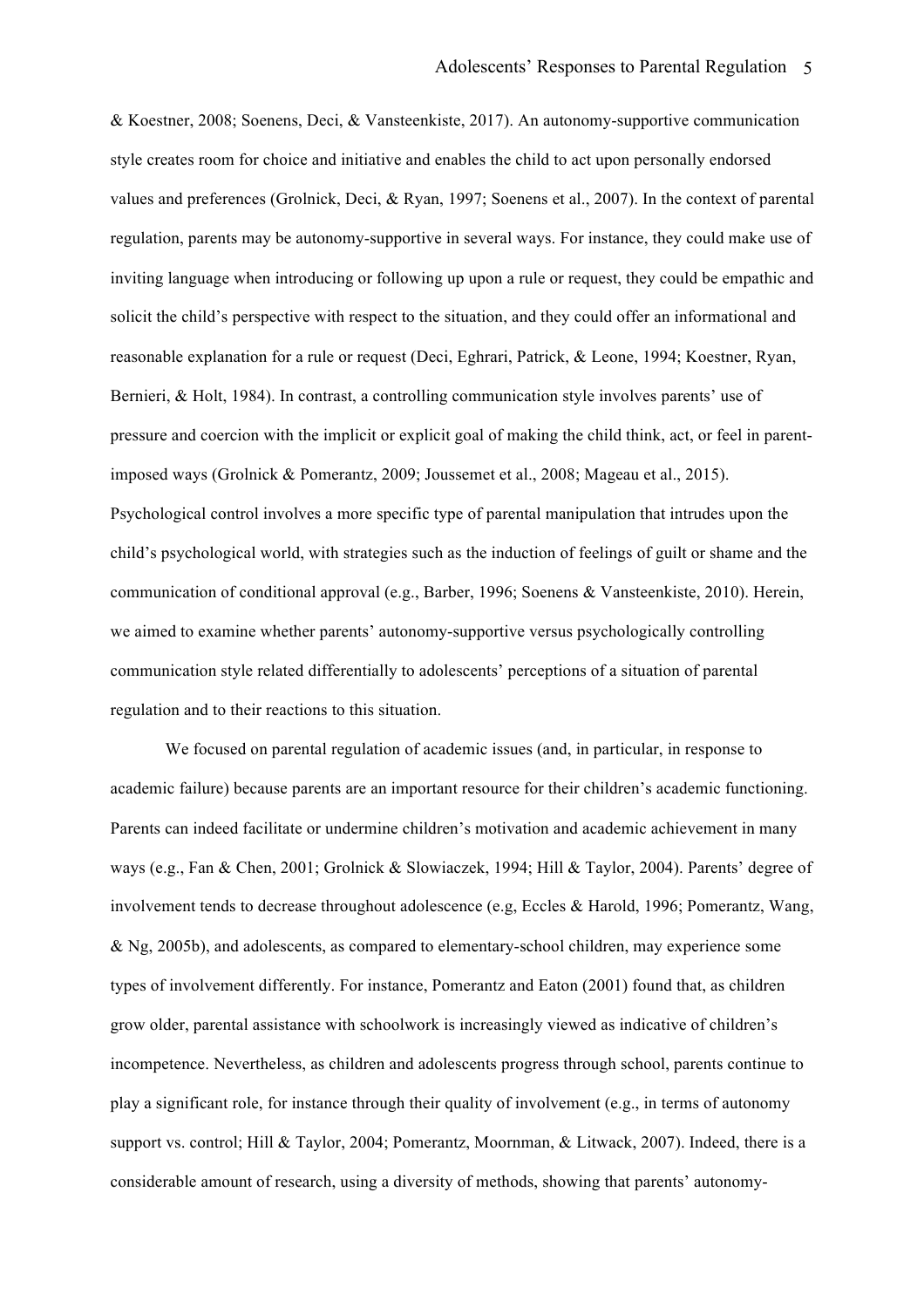& Koestner, 2008; Soenens, Deci, & Vansteenkiste, 2017). An autonomy-supportive communication style creates room for choice and initiative and enables the child to act upon personally endorsed values and preferences (Grolnick, Deci, & Ryan, 1997; Soenens et al., 2007). In the context of parental regulation, parents may be autonomy-supportive in several ways. For instance, they could make use of inviting language when introducing or following up upon a rule or request, they could be empathic and solicit the child's perspective with respect to the situation, and they could offer an informational and reasonable explanation for a rule or request (Deci, Eghrari, Patrick, & Leone, 1994; Koestner, Ryan, Bernieri, & Holt, 1984). In contrast, a controlling communication style involves parents' use of pressure and coercion with the implicit or explicit goal of making the child think, act, or feel in parent-imposed ways (Grolnick & Pomerantz, 2009; Joussemet et al., 2008; Mageau et al., 2015). Psychological control involves a more specific type of parental manipulation that intrudes upon the child's psychological world, with strategies such as the induction of feelings of guilt or shame and the communication of conditional approval (e.g., Barber, 1996; Soenens & Vansteenkiste, 2010). Herein, we aimed to examine whether parents' autonomy-supportive versus psychologically controlling communication style related differentially to adolescents' perceptions of a situation of parental regulation and to their reactions to this situation.

We focused on parental regulation of academic issues (and, in particular, in response to academic failure) because parents are an important resource for their children's academic functioning. Parents can indeed facilitate or undermine children's motivation and academic achievement in many ways (e.g., Fan & Chen, 2001; Grolnick & Slowiaczek, 1994; Hill & Taylor, 2004). Parents' degree of involvement tends to decrease throughout adolescence (e.g, Eccles & Harold, 1996; Pomerantz, Wang, & Ng, 2005b), and adolescents, as compared to elementary-school children, may experience some types of involvement differently. For instance, Pomerantz and Eaton (2001) found that, as children grow older, parental assistance with schoolwork is increasingly viewed as indicative of children's incompetence. Nevertheless, as children and adolescents progress through school, parents continue to play a significant role, for instance through their quality of involvement (e.g., in terms of autonomy support vs. control; Hill & Taylor, 2004; Pomerantz, Moornman, & Litwack, 2007). Indeed, there is a considerable amount of research, using a diversity of methods, showing that parents' autonomy-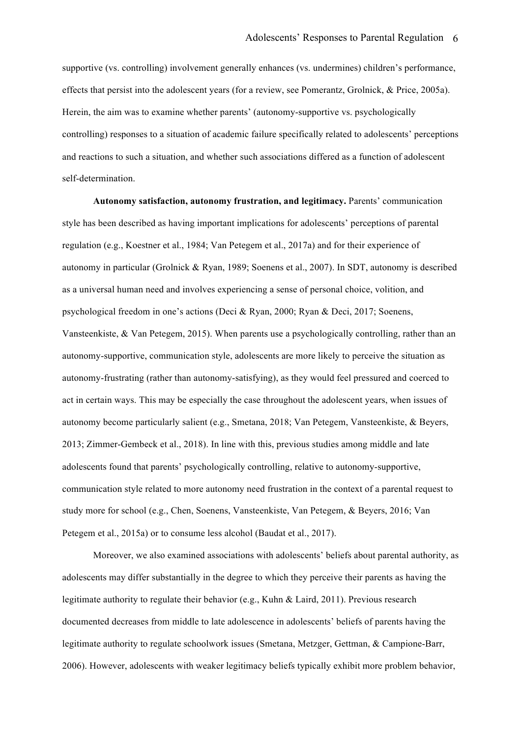supportive (vs. controlling) involvement generally enhances (vs. undermines) children's performance, effects that persist into the adolescent years (for a review, see Pomerantz, Grolnick, & Price, 2005a). Herein, the aim was to examine whether parents' (autonomy-supportive vs. psychologically controlling) responses to a situation of academic failure specifically related to adolescents' perceptions and reactions to such a situation, and whether such associations differed as a function of adolescent self-determination.

**Autonomy satisfaction, autonomy frustration, and legitimacy.** Parents' communication style has been described as having important implications for adolescents' perceptions of parental regulation (e.g., Koestner et al., 1984; Van Petegem et al., 2017a) and for their experience of autonomy in particular (Grolnick & Ryan, 1989; Soenens et al., 2007). In SDT, autonomy is described as a universal human need and involves experiencing a sense of personal choice, volition, and psychological freedom in one's actions (Deci & Ryan, 2000; Ryan & Deci, 2017; Soenens, Vansteenkiste, & Van Petegem, 2015). When parents use a psychologically controlling, rather than an autonomy-supportive, communication style, adolescents are more likely to perceive the situation as autonomy-frustrating (rather than autonomy-satisfying), as they would feel pressured and coerced to act in certain ways. This may be especially the case throughout the adolescent years, when issues of autonomy become particularly salient (e.g., Smetana, 2018; Van Petegem, Vansteenkiste, & Beyers, 2013; Zimmer-Gembeck et al., 2018). In line with this, previous studies among middle and late adolescents found that parents' psychologically controlling, relative to autonomy-supportive, communication style related to more autonomy need frustration in the context of a parental request to study more for school (e.g., Chen, Soenens, Vansteenkiste, Van Petegem, & Beyers, 2016; Van Petegem et al., 2015a) or to consume less alcohol (Baudat et al., 2017).

Moreover, we also examined associations with adolescents' beliefs about parental authority, as adolescents may differ substantially in the degree to which they perceive their parents as having the legitimate authority to regulate their behavior (e.g., Kuhn & Laird, 2011). Previous research documented decreases from middle to late adolescence in adolescents' beliefs of parents having the legitimate authority to regulate schoolwork issues (Smetana, Metzger, Gettman, & Campione-Barr, 2006). However, adolescents with weaker legitimacy beliefs typically exhibit more problem behavior,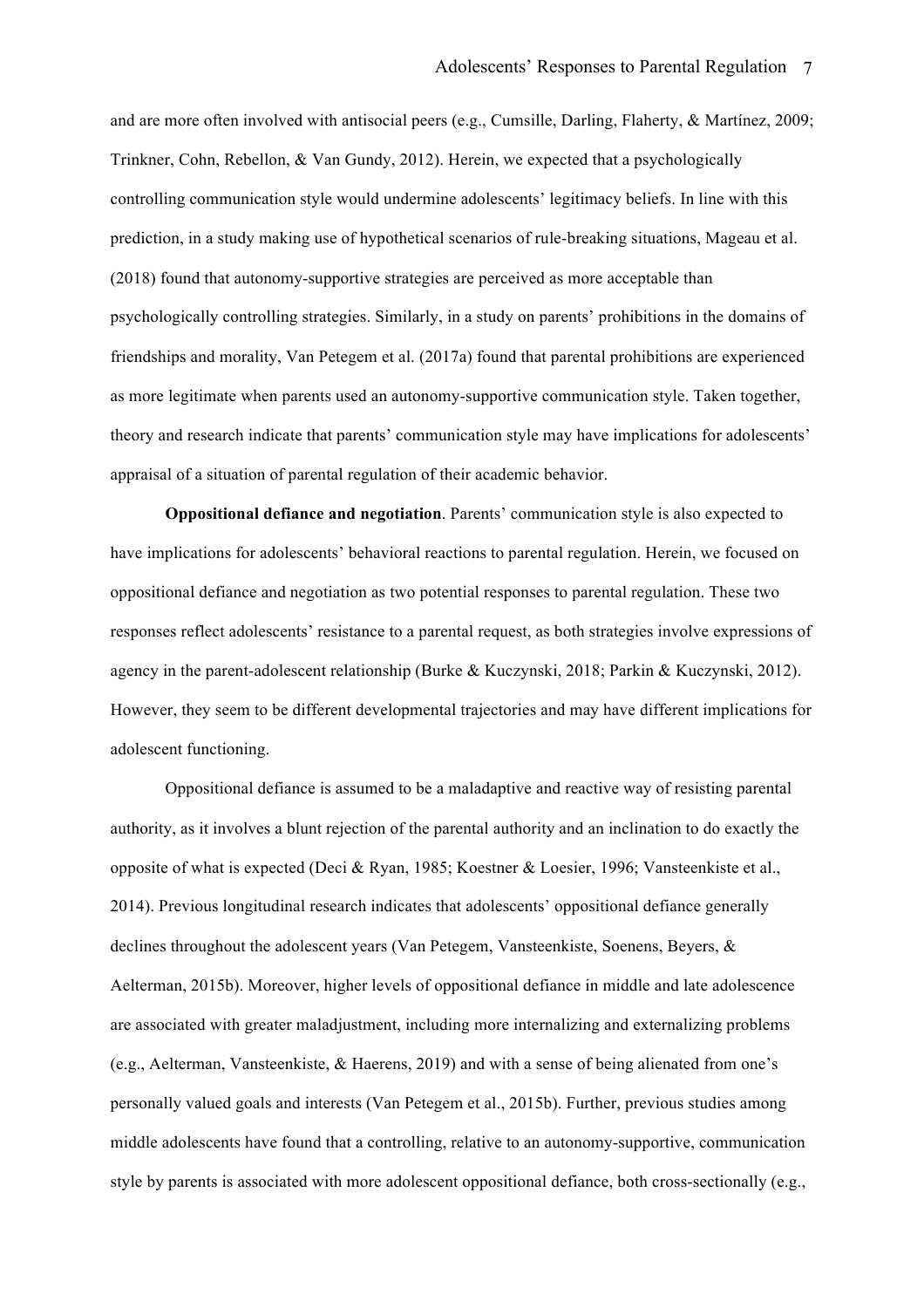and are more often involved with antisocial peers (e.g., Cumsille, Darling, Flaherty, & Martínez, 2009; Trinkner, Cohn, Rebellon, & Van Gundy, 2012). Herein, we expected that a psychologically controlling communication style would undermine adolescents' legitimacy beliefs. In line with this prediction, in a study making use of hypothetical scenarios of rule-breaking situations, Mageau et al. (2018) found that autonomy-supportive strategies are perceived as more acceptable than psychologically controlling strategies. Similarly, in a study on parents' prohibitions in the domains of friendships and morality, Van Petegem et al. (2017a) found that parental prohibitions are experienced as more legitimate when parents used an autonomy-supportive communication style. Taken together, theory and research indicate that parents' communication style may have implications for adolescents' appraisal of a situation of parental regulation of their academic behavior.

**Oppositional defiance and negotiation**. Parents' communication style is also expected to have implications for adolescents' behavioral reactions to parental regulation. Herein, we focused on oppositional defiance and negotiation as two potential responses to parental regulation. These two responses reflect adolescents' resistance to a parental request, as both strategies involve expressions of agency in the parent-adolescent relationship (Burke & Kuczynski, 2018; Parkin & Kuczynski, 2012). However, they seem to be different developmental trajectories and may have different implications for adolescent functioning.

Oppositional defiance is assumed to be a maladaptive and reactive way of resisting parental authority, as it involves a blunt rejection of the parental authority and an inclination to do exactly the opposite of what is expected (Deci & Ryan, 1985; Koestner & Loesier, 1996; Vansteenkiste et al., 2014). Previous longitudinal research indicates that adolescents' oppositional defiance generally declines throughout the adolescent years (Van Petegem, Vansteenkiste, Soenens, Beyers, & Aelterman, 2015b). Moreover, higher levels of oppositional defiance in middle and late adolescence are associated with greater maladjustment, including more internalizing and externalizing problems (e.g., Aelterman, Vansteenkiste, & Haerens, 2019) and with a sense of being alienated from one's personally valued goals and interests (Van Petegem et al., 2015b). Further, previous studies among middle adolescents have found that a controlling, relative to an autonomy-supportive, communication style by parents is associated with more adolescent oppositional defiance, both cross-sectionally (e.g.,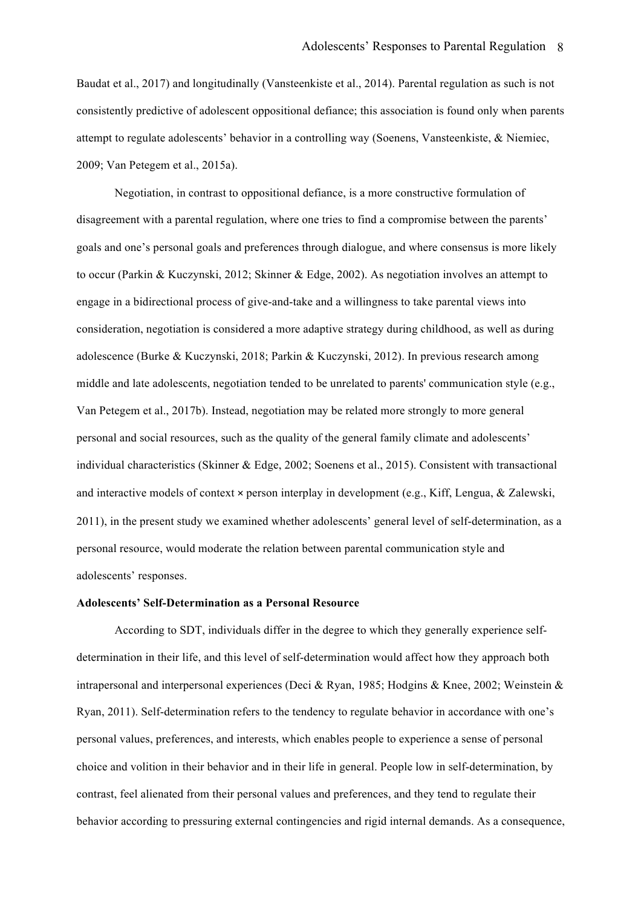Baudat et al., 2017) and longitudinally (Vansteenkiste et al., 2014). Parental regulation as such is not consistently predictive of adolescent oppositional defiance; this association is found only when parents attempt to regulate adolescents' behavior in a controlling way (Soenens, Vansteenkiste, & Niemiec, 2009; Van Petegem et al., 2015a).

Negotiation, in contrast to oppositional defiance, is a more constructive formulation of disagreement with a parental regulation, where one tries to find a compromise between the parents' goals and one's personal goals and preferences through dialogue, and where consensus is more likely to occur (Parkin & Kuczynski, 2012; Skinner & Edge, 2002). As negotiation involves an attempt to engage in a bidirectional process of give-and-take and a willingness to take parental views into consideration, negotiation is considered a more adaptive strategy during childhood, as well as during adolescence (Burke & Kuczynski, 2018; Parkin & Kuczynski, 2012). In previous research among middle and late adolescents, negotiation tended to be unrelated to parents' communication style (e.g., Van Petegem et al., 2017b). Instead, negotiation may be related more strongly to more general personal and social resources, such as the quality of the general family climate and adolescents' individual characteristics (Skinner & Edge, 2002; Soenens et al., 2015). Consistent with transactional and interactive models of context × person interplay in development (e.g., Kiff, Lengua, & Zalewski, 2011), in the present study we examined whether adolescents' general level of self-determination, as a personal resource, would moderate the relation between parental communication style and adolescents' responses.

### Adolescents' Self-Determination as a Personal Resource

According to SDT, individuals differ in the degree to which they generally experience self-determination in their life, and this level of self-determination would affect how they approach both intrapersonal and interpersonal experiences (Deci & Ryan, 1985; Hodgins & Knee, 2002; Weinstein & Ryan, 2011). Self-determination refers to the tendency to regulate behavior in accordance with one's personal values, preferences, and interests, which enables people to experience a sense of personal choice and volition in their behavior and in their life in general. People low in self-determination, by contrast, feel alienated from their personal values and preferences, and they tend to regulate their behavior according to pressuring external contingencies and rigid internal demands. As a consequence,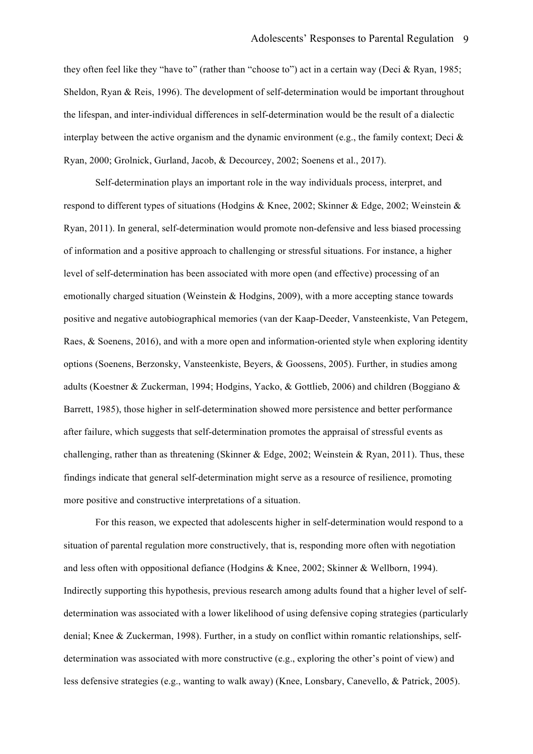they often feel like they "have to" (rather than "choose to") act in a certain way (Deci & Ryan, 1985; Sheldon, Ryan & Reis, 1996). The development of self-determination would be important throughout the lifespan, and inter-individual differences in self-determination would be the result of a dialectic interplay between the active organism and the dynamic environment (e.g., the family context; Deci & Ryan, 2000; Grolnick, Gurland, Jacob, & Decourcey, 2002; Soenens et al., 2017).

Self-determination plays an important role in the way individuals process, interpret, and respond to different types of situations (Hodgins & Knee, 2002; Skinner & Edge, 2002; Weinstein & Ryan, 2011). In general, self-determination would promote non-defensive and less biased processing of information and a positive approach to challenging or stressful situations. For instance, a higher level of self-determination has been associated with more open (and effective) processing of an emotionally charged situation (Weinstein & Hodgins, 2009), with a more accepting stance towards positive and negative autobiographical memories (van der Kaap-Deeder, Vansteenkiste, Van Petegem, Raes, & Soenens, 2016), and with a more open and information-oriented style when exploring identity options (Soenens, Berzonsky, Vansteenkiste, Beyers, & Goossens, 2005). Further, in studies among adults (Koestner & Zuckerman, 1994; Hodgins, Yacko, & Gottlieb, 2006) and children (Boggiano & Barrett, 1985), those higher in self-determination showed more persistence and better performance after failure, which suggests that self-determination promotes the appraisal of stressful events as challenging, rather than as threatening (Skinner & Edge, 2002; Weinstein & Ryan, 2011). Thus, these findings indicate that general self-determination might serve as a resource of resilience, promoting more positive and constructive interpretations of a situation.

For this reason, we expected that adolescents higher in self-determination would respond to a situation of parental regulation more constructively, that is, responding more often with negotiation and less often with oppositional defiance (Hodgins & Knee, 2002; Skinner & Wellborn, 1994). Indirectly supporting this hypothesis, previous research among adults found that a higher level of self-determination was associated with a lower likelihood of using defensive coping strategies (particularly denial; Knee & Zuckerman, 1998). Further, in a study on conflict within romantic relationships, self-determination was associated with more constructive (e.g., exploring the other's point of view) and less defensive strategies (e.g., wanting to walk away) (Knee, Lonsbary, Canevello, & Patrick, 2005).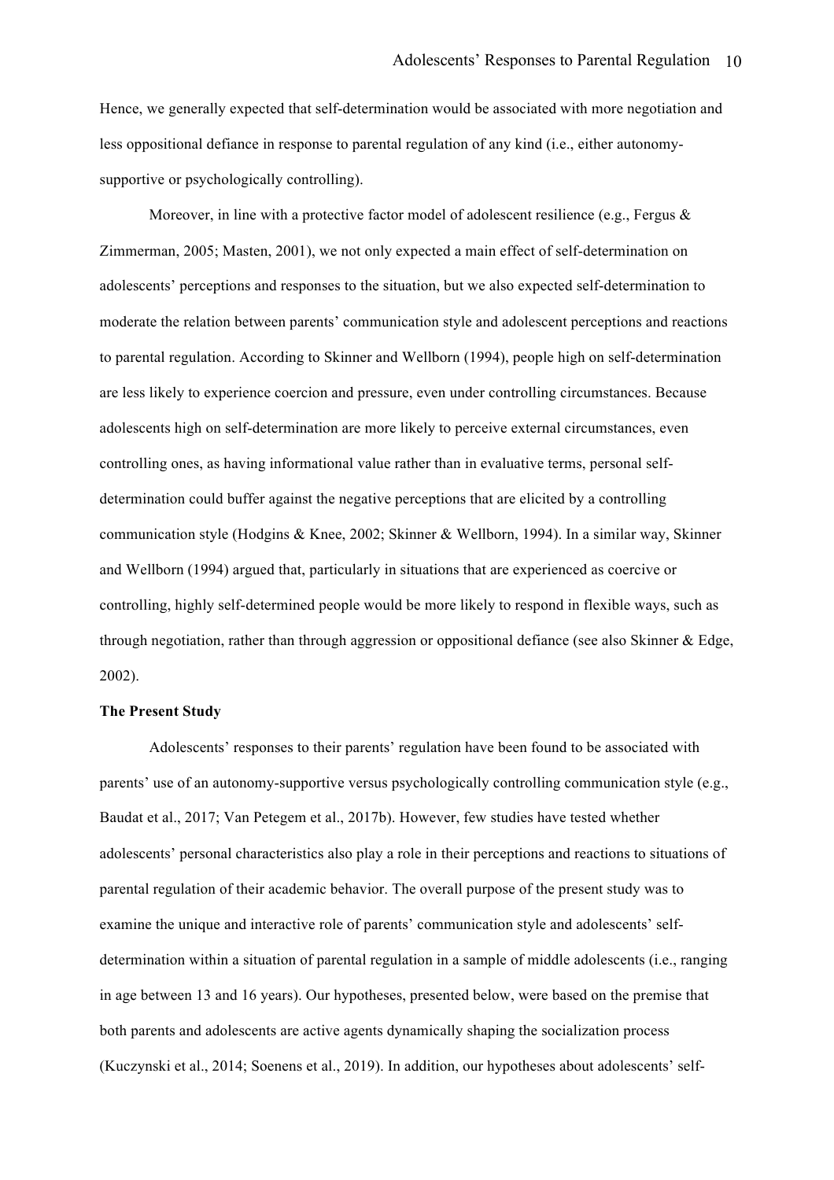Hence, we generally expected that self-determination would be associated with more negotiation and less oppositional defiance in response to parental regulation of any kind (i.e., either autonomy-supportive or psychologically controlling).

Moreover, in line with a protective factor model of adolescent resilience (e.g., Fergus & Zimmerman, 2005; Masten, 2001), we not only expected a main effect of self-determination on adolescents' perceptions and responses to the situation, but we also expected self-determination to moderate the relation between parents' communication style and adolescent perceptions and reactions to parental regulation. According to Skinner and Wellborn (1994), people high on self-determination are less likely to experience coercion and pressure, even under controlling circumstances. Because adolescents high on self-determination are more likely to perceive external circumstances, even controlling ones, as having informational value rather than in evaluative terms, personal self-determination could buffer against the negative perceptions that are elicited by a controlling communication style (Hodgins & Knee, 2002; Skinner & Wellborn, 1994). In a similar way, Skinner and Wellborn (1994) argued that, particularly in situations that are experienced as coercive or controlling, highly self-determined people would be more likely to respond in flexible ways, such as through negotiation, rather than through aggression or oppositional defiance (see also Skinner & Edge, 2002).

**The Present Study**

Adolescents' responses to their parents' regulation have been found to be associated with parents' use of an autonomy-supportive versus psychologically controlling communication style (e.g., Baudat et al., 2017; Van Petegem et al., 2017b). However, few studies have tested whether adolescents' personal characteristics also play a role in their perceptions and reactions to situations of parental regulation of their academic behavior. The overall purpose of the present study was to examine the unique and interactive role of parents' communication style and adolescents' self-determination within a situation of parental regulation in a sample of middle adolescents (i.e., ranging in age between 13 and 16 years). Our hypotheses, presented below, were based on the premise that both parents and adolescents are active agents dynamically shaping the socialization process (Kuczynski et al., 2014; Soenens et al., 2019). In addition, our hypotheses about adolescents' self-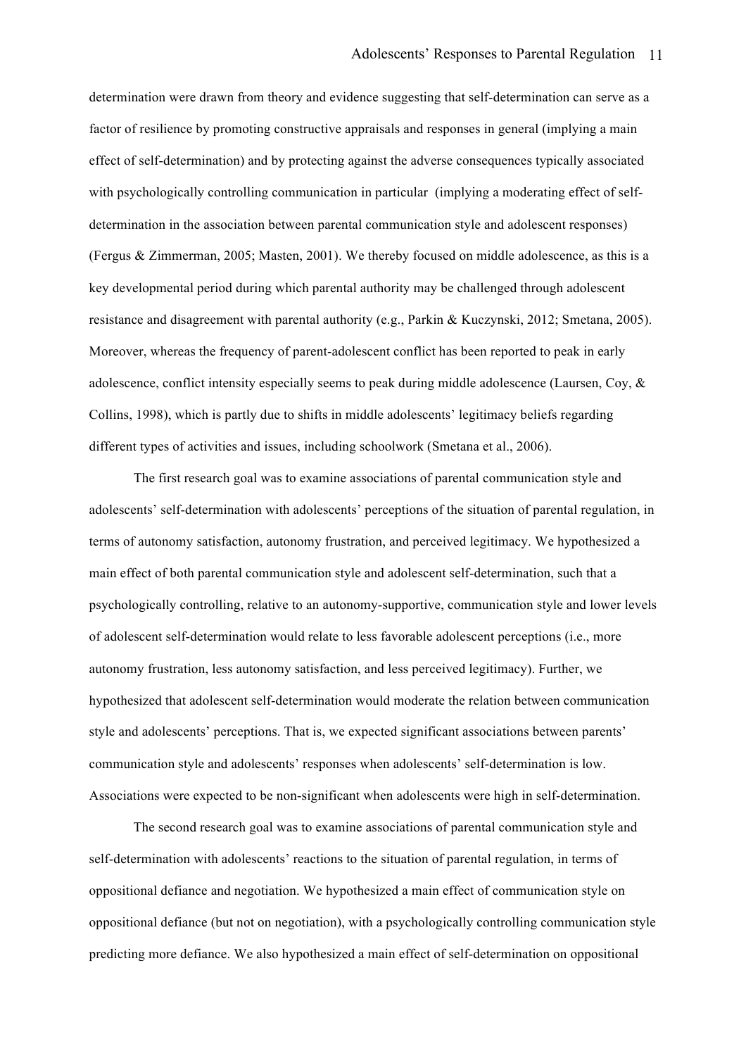determination were drawn from theory and evidence suggesting that self-determination can serve as a factor of resilience by promoting constructive appraisals and responses in general (implying a main effect of self-determination) and by protecting against the adverse consequences typically associated with psychologically controlling communication in particular (implying a moderating effect of self-determination in the association between parental communication style and adolescent responses) (Fergus & Zimmerman, 2005; Masten, 2001). We thereby focused on middle adolescence, as this is a key developmental period during which parental authority may be challenged through adolescent resistance and disagreement with parental authority (e.g., Parkin & Kuczynski, 2012; Smetana, 2005). Moreover, whereas the frequency of parent-adolescent conflict has been reported to peak in early adolescence, conflict intensity especially seems to peak during middle adolescence (Laursen, Coy, & Collins, 1998), which is partly due to shifts in middle adolescents' legitimacy beliefs regarding different types of activities and issues, including schoolwork (Smetana et al., 2006).

The first research goal was to examine associations of parental communication style and adolescents' self-determination with adolescents' perceptions of the situation of parental regulation, in terms of autonomy satisfaction, autonomy frustration, and perceived legitimacy. We hypothesized a main effect of both parental communication style and adolescent self-determination, such that a psychologically controlling, relative to an autonomy-supportive, communication style and lower levels of adolescent self-determination would relate to less favorable adolescent perceptions (i.e., more autonomy frustration, less autonomy satisfaction, and less perceived legitimacy). Further, we hypothesized that adolescent self-determination would moderate the relation between communication style and adolescents' perceptions. That is, we expected significant associations between parents' communication style and adolescents' responses when adolescents' self-determination is low. Associations were expected to be non-significant when adolescents were high in self-determination.

The second research goal was to examine associations of parental communication style and self-determination with adolescents' reactions to the situation of parental regulation, in terms of oppositional defiance and negotiation. We hypothesized a main effect of communication style on oppositional defiance (but not on negotiation), with a psychologically controlling communication style predicting more defiance. We also hypothesized a main effect of self-determination on oppositional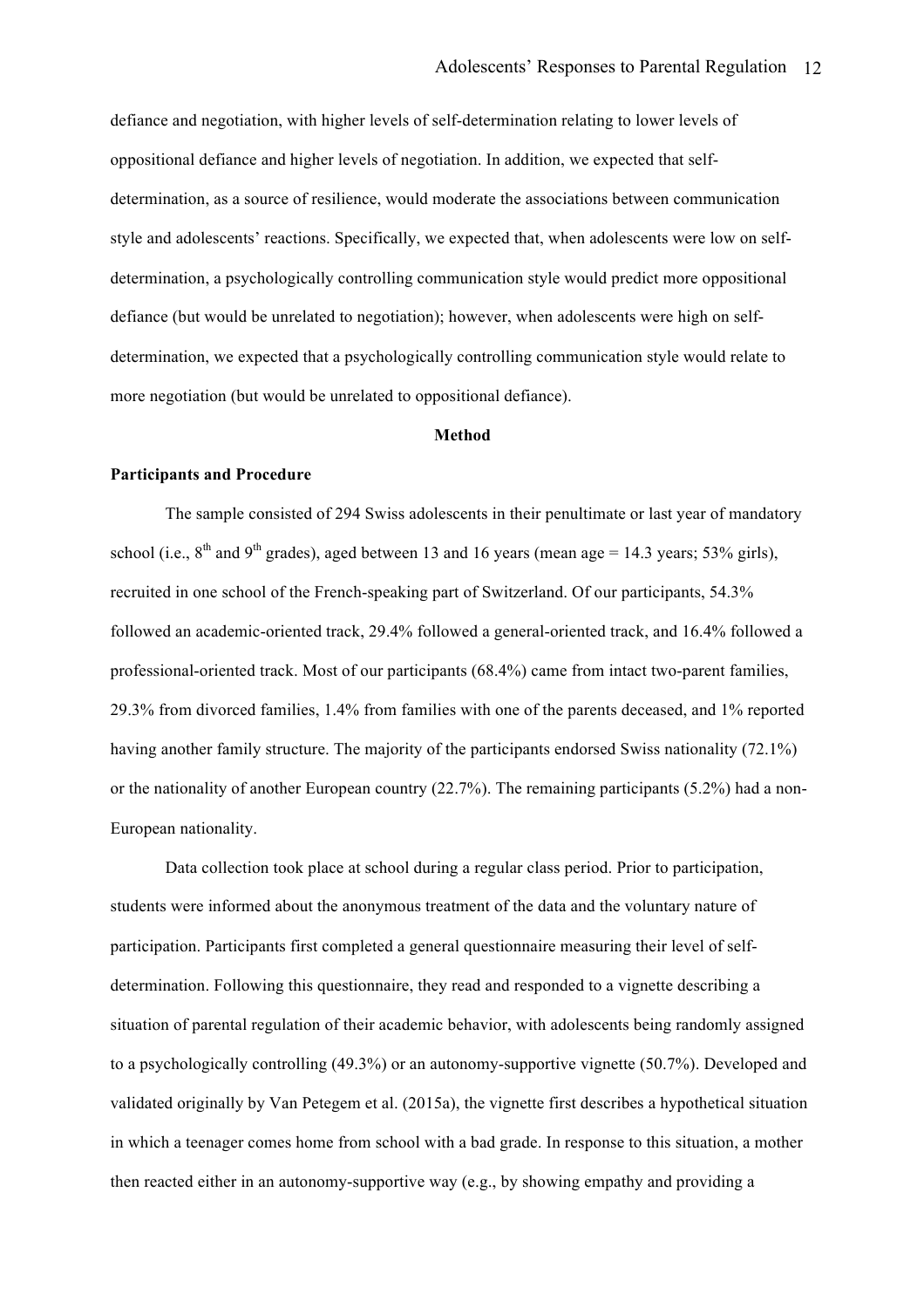defiance and negotiation, with higher levels of self-determination relating to lower levels of oppositional defiance and higher levels of negotiation. In addition, we expected that self-determination, as a source of resilience, would moderate the associations between communication style and adolescents' reactions. Specifically, we expected that, when adolescents were low on self-determination, a psychologically controlling communication style would predict more oppositional defiance (but would be unrelated to negotiation); however, when adolescents were high on self-determination, we expected that a psychologically controlling communication style would relate to more negotiation (but would be unrelated to oppositional defiance).

## Method

### Participants and Procedure

The sample consisted of 294 Swiss adolescents in their penultimate or last year of mandatory school (i.e., 8th and 9th grades), aged between 13 and 16 years (mean age = 14.3 years; 53% girls), recruited in one school of the French-speaking part of Switzerland. Of our participants, 54.3% followed an academic-oriented track, 29.4% followed a general-oriented track, and 16.4% followed a professional-oriented track. Most of our participants (68.4%) came from intact two-parent families, 29.3% from divorced families, 1.4% from families with one of the parents deceased, and 1% reported having another family structure. The majority of the participants endorsed Swiss nationality (72.1%) or the nationality of another European country (22.7%). The remaining participants (5.2%) had a non-European nationality.

Data collection took place at school during a regular class period. Prior to participation, students were informed about the anonymous treatment of the data and the voluntary nature of participation. Participants first completed a general questionnaire measuring their level of self-determination. Following this questionnaire, they read and responded to a vignette describing a situation of parental regulation of their academic behavior, with adolescents being randomly assigned to a psychologically controlling (49.3%) or an autonomy-supportive vignette (50.7%). Developed and validated originally by Van Petegem et al. (2015a), the vignette first describes a hypothetical situation in which a teenager comes home from school with a bad grade. In response to this situation, a mother then reacted either in an autonomy-supportive way (e.g., by showing empathy and providing a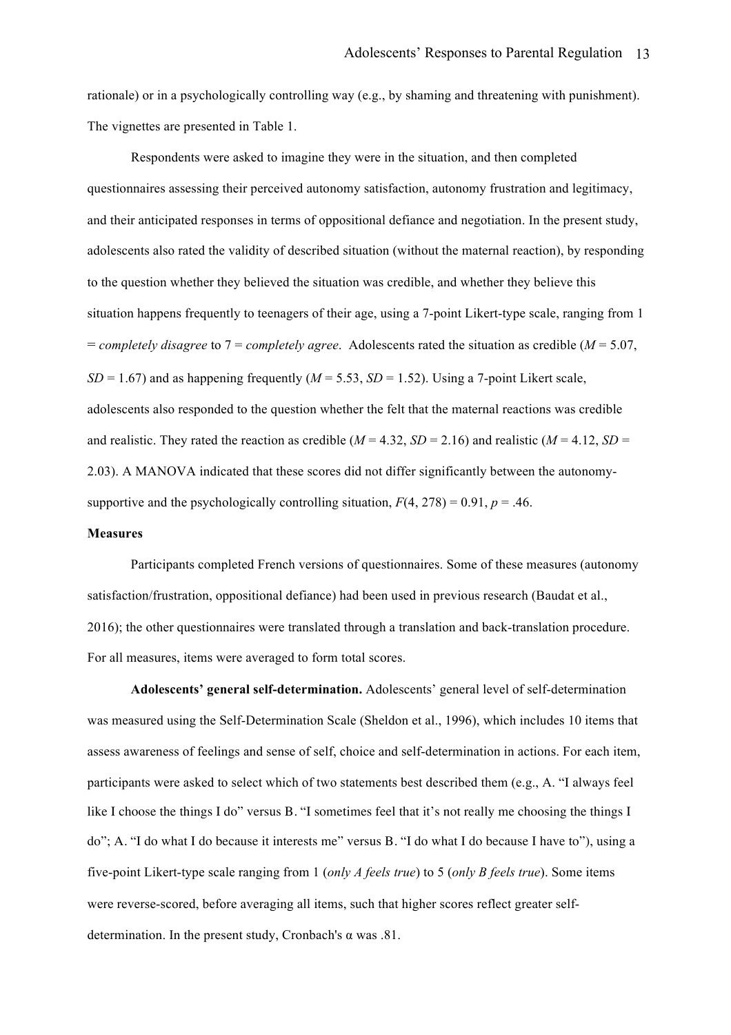rationale) or in a psychologically controlling way (e.g., by shaming and threatening with punishment). The vignettes are presented in Table 1.

Respondents were asked to imagine they were in the situation, and then completed questionnaires assessing their perceived autonomy satisfaction, autonomy frustration and legitimacy, and their anticipated responses in terms of oppositional defiance and negotiation. In the present study, adolescents also rated the validity of described situation (without the maternal reaction), by responding to the question whether they believed the situation was credible, and whether they believe this situation happens frequently to teenagers of their age, using a 7-point Likert-type scale, ranging from 1 = *completely disagree* to 7 = *completely agree*. Adolescents rated the situation as credible ($M$ = 5.07, $SD$ = 1.67) and as happening frequently ($M$ = 5.53, $SD$ = 1.52). Using a 7-point Likert scale, adolescents also responded to the question whether the felt that the maternal reactions was credible and realistic. They rated the reaction as credible ($M$ = 4.32, $SD$ = 2.16) and realistic ($M$ = 4.12, $SD$ = 2.03). A MANOVA indicated that these scores did not differ significantly between the autonomy-supportive and the psychologically controlling situation, $F(4, 278) = 0.91$, $p = .46$.

**Measures**

Participants completed French versions of questionnaires. Some of these measures (autonomy satisfaction/frustration, oppositional defiance) had been used in previous research (Baudat et al., 2016); the other questionnaires were translated through a translation and back-translation procedure. For all measures, items were averaged to form total scores.

**Adolescents' general self-determination.** Adolescents' general level of self-determination was measured using the Self-Determination Scale (Sheldon et al., 1996), which includes 10 items that assess awareness of feelings and sense of self, choice and self-determination in actions. For each item, participants were asked to select which of two statements best described them (e.g., A. "I always feel like I choose the things I do" versus B. "I sometimes feel that it's not really me choosing the things I do"; A. "I do what I do because it interests me" versus B. "I do what I do because I have to"), using a five-point Likert-type scale ranging from 1 (*only A feels true*) to 5 (*only B feels true*). Some items were reverse-scored, before averaging all items, such that higher scores reflect greater self-determination. In the present study, Cronbach's α was .81.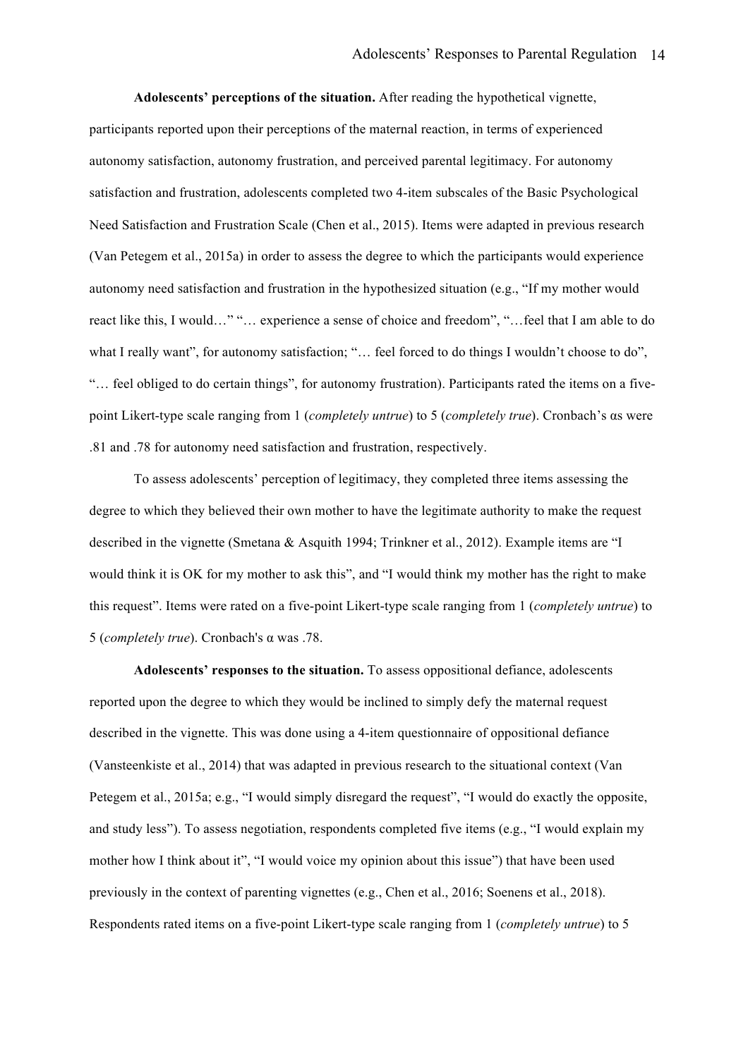**Adolescents' perceptions of the situation.** After reading the hypothetical vignette, participants reported upon their perceptions of the maternal reaction, in terms of experienced autonomy satisfaction, autonomy frustration, and perceived parental legitimacy. For autonomy satisfaction and frustration, adolescents completed two 4-item subscales of the Basic Psychological Need Satisfaction and Frustration Scale (Chen et al., 2015). Items were adapted in previous research (Van Petegem et al., 2015a) in order to assess the degree to which the participants would experience autonomy need satisfaction and frustration in the hypothesized situation (e.g., "If my mother would react like this, I would…" "… experience a sense of choice and freedom", "…feel that I am able to do what I really want", for autonomy satisfaction; "… feel forced to do things I wouldn't choose to do", "… feel obliged to do certain things", for autonomy frustration). Participants rated the items on a five-point Likert-type scale ranging from 1 (*completely untrue*) to 5 (*completely true*). Cronbach's αs were .81 and .78 for autonomy need satisfaction and frustration, respectively.

To assess adolescents' perception of legitimacy, they completed three items assessing the degree to which they believed their own mother to have the legitimate authority to make the request described in the vignette (Smetana & Asquith 1994; Trinkner et al., 2012). Example items are "I would think it is OK for my mother to ask this", and "I would think my mother has the right to make this request". Items were rated on a five-point Likert-type scale ranging from 1 (*completely untrue*) to 5 (*completely true*). Cronbach's α was .78.

**Adolescents' responses to the situation.** To assess oppositional defiance, adolescents reported upon the degree to which they would be inclined to simply defy the maternal request described in the vignette. This was done using a 4-item questionnaire of oppositional defiance (Vansteenkiste et al., 2014) that was adapted in previous research to the situational context (Van Petegem et al., 2015a; e.g., "I would simply disregard the request", "I would do exactly the opposite, and study less"). To assess negotiation, respondents completed five items (e.g., "I would explain my mother how I think about it", "I would voice my opinion about this issue") that have been used previously in the context of parenting vignettes (e.g., Chen et al., 2016; Soenens et al., 2018). Respondents rated items on a five-point Likert-type scale ranging from 1 (*completely untrue*) to 5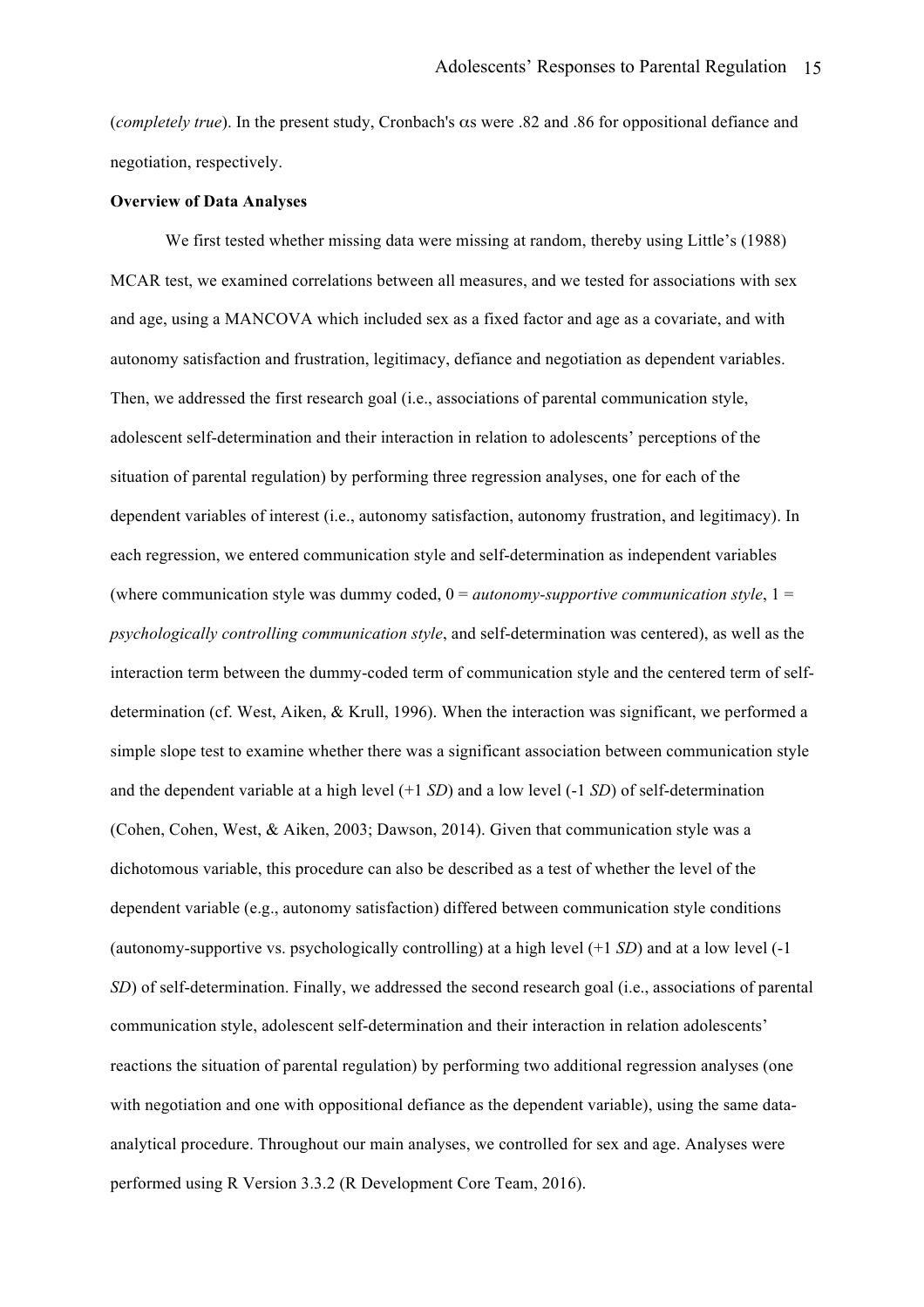(*completely true*). In the present study, Cronbach's αs were .82 and .86 for oppositional defiance and negotiation, respectively.

**Overview of Data Analyses**

We first tested whether missing data were missing at random, thereby using Little's (1988) MCAR test, we examined correlations between all measures, and we tested for associations with sex and age, using a MANCOVA which included sex as a fixed factor and age as a covariate, and with autonomy satisfaction and frustration, legitimacy, defiance and negotiation as dependent variables. Then, we addressed the first research goal (i.e., associations of parental communication style, adolescent self-determination and their interaction in relation to adolescents' perceptions of the situation of parental regulation) by performing three regression analyses, one for each of the dependent variables of interest (i.e., autonomy satisfaction, autonomy frustration, and legitimacy). In each regression, we entered communication style and self-determination as independent variables (where communication style was dummy coded, 0 = *autonomy-supportive communication style*, 1 = *psychologically controlling communication style*, and self-determination was centered), as well as the interaction term between the dummy-coded term of communication style and the centered term of self-determination (cf. West, Aiken, & Krull, 1996). When the interaction was significant, we performed a simple slope test to examine whether there was a significant association between communication style and the dependent variable at a high level (+1 *SD*) and a low level (-1 *SD*) of self-determination (Cohen, Cohen, West, & Aiken, 2003; Dawson, 2014). Given that communication style was a dichotomous variable, this procedure can also be described as a test of whether the level of the dependent variable (e.g., autonomy satisfaction) differed between communication style conditions (autonomy-supportive vs. psychologically controlling) at a high level (+1 *SD*) and at a low level (-1 *SD*) of self-determination. Finally, we addressed the second research goal (i.e., associations of parental communication style, adolescent self-determination and their interaction in relation adolescents' reactions the situation of parental regulation) by performing two additional regression analyses (one with negotiation and one with oppositional defiance as the dependent variable), using the same data-analytical procedure. Throughout our main analyses, we controlled for sex and age. Analyses were performed using R Version 3.3.2 (R Development Core Team, 2016).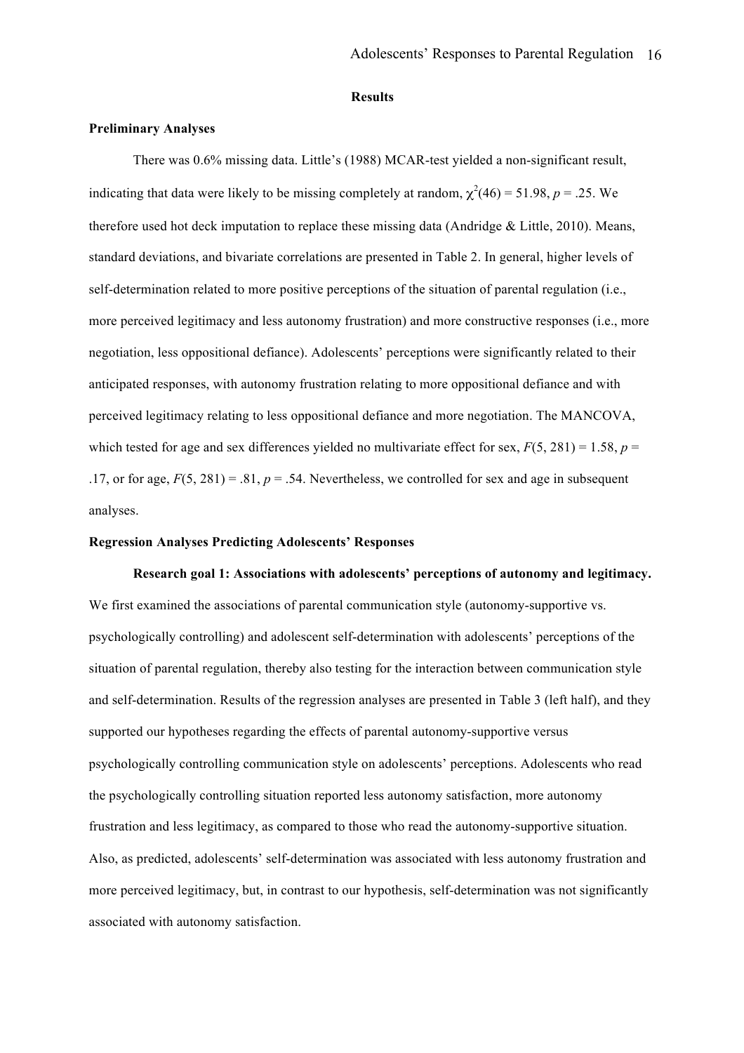# Results

## Preliminary Analyses

There was 0.6% missing data. Little's (1988) MCAR-test yielded a non-significant result, indicating that data were likely to be missing completely at random, $\chi^2(46) = 51.98$, $p = .25$. We therefore used hot deck imputation to replace these missing data (Andridge & Little, 2010). Means, standard deviations, and bivariate correlations are presented in Table 2. In general, higher levels of self-determination related to more positive perceptions of the situation of parental regulation (i.e., more perceived legitimacy and less autonomy frustration) and more constructive responses (i.e., more negotiation, less oppositional defiance). Adolescents' perceptions were significantly related to their anticipated responses, with autonomy frustration relating to more oppositional defiance and with perceived legitimacy relating to less oppositional defiance and more negotiation. The MANCOVA, which tested for age and sex differences yielded no multivariate effect for sex, $F(5, 281) = 1.58$, $p = .17$, or for age, $F(5, 281) = .81$, $p = .54$. Nevertheless, we controlled for sex and age in subsequent analyses.

## Regression Analyses Predicting Adolescents' Responses

**Research goal 1: Associations with adolescents' perceptions of autonomy and legitimacy.** We first examined the associations of parental communication style (autonomy-supportive vs. psychologically controlling) and adolescent self-determination with adolescents' perceptions of the situation of parental regulation, thereby also testing for the interaction between communication style and self-determination. Results of the regression analyses are presented in Table 3 (left half), and they supported our hypotheses regarding the effects of parental autonomy-supportive versus psychologically controlling communication style on adolescents' perceptions. Adolescents who read the psychologically controlling situation reported less autonomy satisfaction, more autonomy frustration and less legitimacy, as compared to those who read the autonomy-supportive situation. Also, as predicted, adolescents' self-determination was associated with less autonomy frustration and more perceived legitimacy, but, in contrast to our hypothesis, self-determination was not significantly associated with autonomy satisfaction.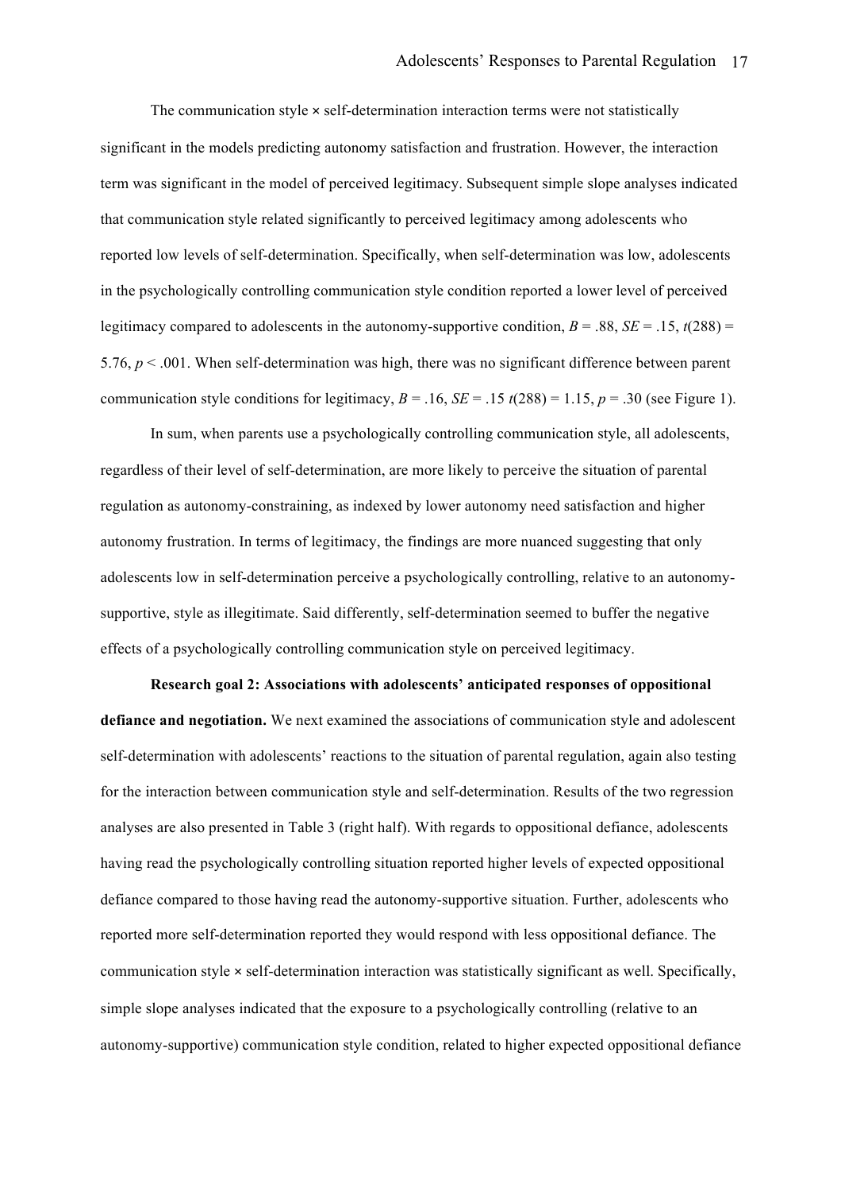The communication style × self-determination interaction terms were not statistically significant in the models predicting autonomy satisfaction and frustration. However, the interaction term was significant in the model of perceived legitimacy. Subsequent simple slope analyses indicated that communication style related significantly to perceived legitimacy among adolescents who reported low levels of self-determination. Specifically, when self-determination was low, adolescents in the psychologically controlling communication style condition reported a lower level of perceived legitimacy compared to adolescents in the autonomy-supportive condition, $B = .88$, $SE = .15$, $t(288) = 5.76$, $p < .001$. When self-determination was high, there was no significant difference between parent communication style conditions for legitimacy, $B = .16$, $SE = .15$ $t(288) = 1.15$, $p = .30$ (see Figure 1).

In sum, when parents use a psychologically controlling communication style, all adolescents, regardless of their level of self-determination, are more likely to perceive the situation of parental regulation as autonomy-constraining, as indexed by lower autonomy need satisfaction and higher autonomy frustration. In terms of legitimacy, the findings are more nuanced suggesting that only adolescents low in self-determination perceive a psychologically controlling, relative to an autonomy-supportive, style as illegitimate. Said differently, self-determination seemed to buffer the negative effects of a psychologically controlling communication style on perceived legitimacy.

**Research goal 2: Associations with adolescents' anticipated responses of oppositional defiance and negotiation.** We next examined the associations of communication style and adolescent self-determination with adolescents' reactions to the situation of parental regulation, again also testing for the interaction between communication style and self-determination. Results of the two regression analyses are also presented in Table 3 (right half). With regards to oppositional defiance, adolescents having read the psychologically controlling situation reported higher levels of expected oppositional defiance compared to those having read the autonomy-supportive situation. Further, adolescents who reported more self-determination reported they would respond with less oppositional defiance. The communication style × self-determination interaction was statistically significant as well. Specifically, simple slope analyses indicated that the exposure to a psychologically controlling (relative to an autonomy-supportive) communication style condition, related to higher expected oppositional defiance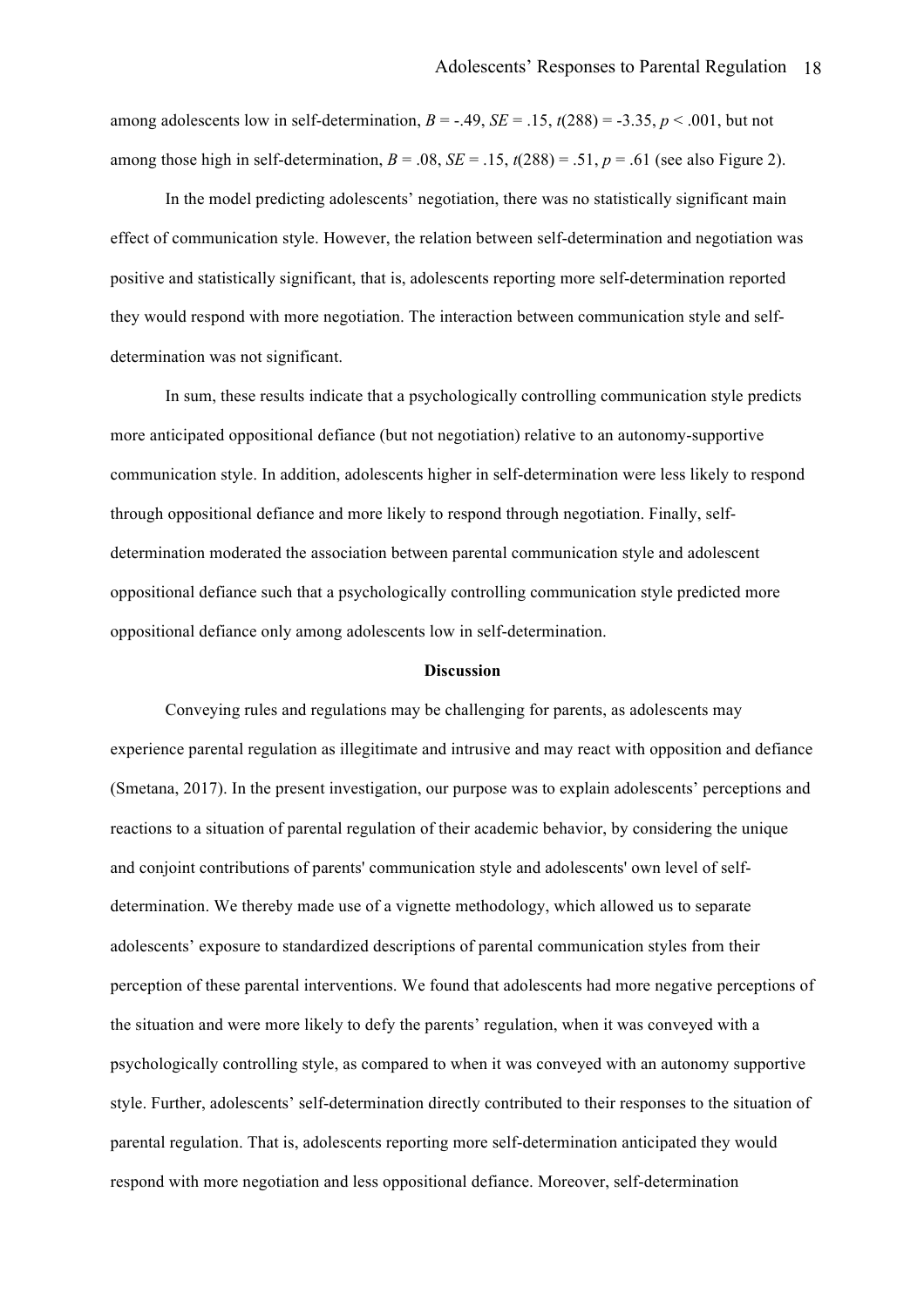among adolescents low in self-determination, $B = -.49$, $SE = .15$, $t(288) = -3.35$, $p < .001$, but not among those high in self-determination, $B = .08$, $SE = .15$, $t(288) = .51$, $p = .61$ (see also Figure 2).

In the model predicting adolescents' negotiation, there was no statistically significant main effect of communication style. However, the relation between self-determination and negotiation was positive and statistically significant, that is, adolescents reporting more self-determination reported they would respond with more negotiation. The interaction between communication style and self-determination was not significant.

In sum, these results indicate that a psychologically controlling communication style predicts more anticipated oppositional defiance (but not negotiation) relative to an autonomy-supportive communication style. In addition, adolescents higher in self-determination were less likely to respond through oppositional defiance and more likely to respond through negotiation. Finally, self-determination moderated the association between parental communication style and adolescent oppositional defiance such that a psychologically controlling communication style predicted more oppositional defiance only among adolescents low in self-determination.

## Discussion

Conveying rules and regulations may be challenging for parents, as adolescents may experience parental regulation as illegitimate and intrusive and may react with opposition and defiance (Smetana, 2017). In the present investigation, our purpose was to explain adolescents' perceptions and reactions to a situation of parental regulation of their academic behavior, by considering the unique and conjoint contributions of parents' communication style and adolescents' own level of self-determination. We thereby made use of a vignette methodology, which allowed us to separate adolescents' exposure to standardized descriptions of parental communication styles from their perception of these parental interventions. We found that adolescents had more negative perceptions of the situation and were more likely to defy the parents' regulation, when it was conveyed with a psychologically controlling style, as compared to when it was conveyed with an autonomy supportive style. Further, adolescents' self-determination directly contributed to their responses to the situation of parental regulation. That is, adolescents reporting more self-determination anticipated they would respond with more negotiation and less oppositional defiance. Moreover, self-determination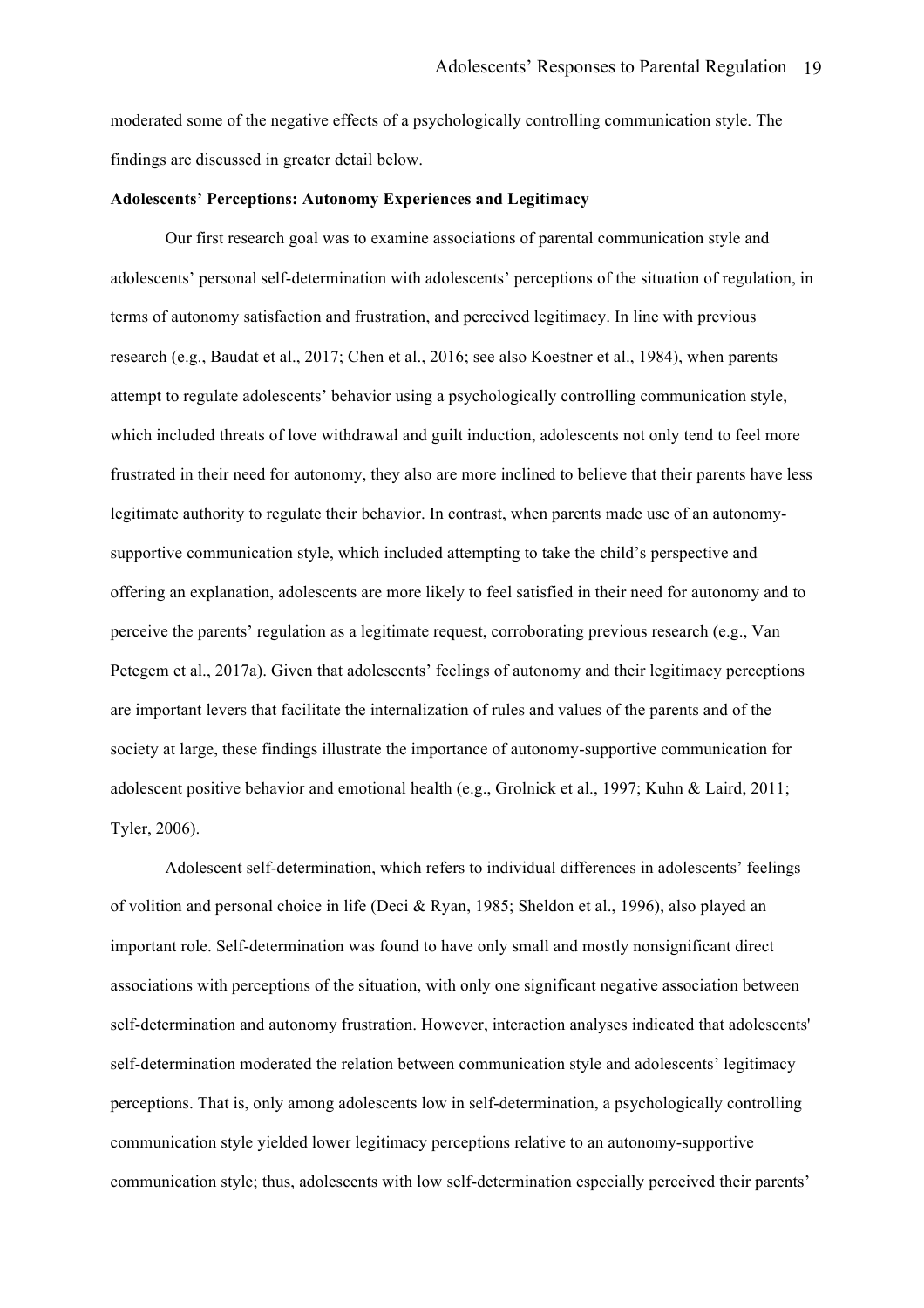moderated some of the negative effects of a psychologically controlling communication style. The findings are discussed in greater detail below.

**Adolescents' Perceptions: Autonomy Experiences and Legitimacy**

Our first research goal was to examine associations of parental communication style and adolescents' personal self-determination with adolescents' perceptions of the situation of regulation, in terms of autonomy satisfaction and frustration, and perceived legitimacy. In line with previous research (e.g., Baudat et al., 2017; Chen et al., 2016; see also Koestner et al., 1984), when parents attempt to regulate adolescents' behavior using a psychologically controlling communication style, which included threats of love withdrawal and guilt induction, adolescents not only tend to feel more frustrated in their need for autonomy, they also are more inclined to believe that their parents have less legitimate authority to regulate their behavior. In contrast, when parents made use of an autonomy-supportive communication style, which included attempting to take the child's perspective and offering an explanation, adolescents are more likely to feel satisfied in their need for autonomy and to perceive the parents' regulation as a legitimate request, corroborating previous research (e.g., Van Petegem et al., 2017a). Given that adolescents' feelings of autonomy and their legitimacy perceptions are important levers that facilitate the internalization of rules and values of the parents and of the society at large, these findings illustrate the importance of autonomy-supportive communication for adolescent positive behavior and emotional health (e.g., Grolnick et al., 1997; Kuhn & Laird, 2011; Tyler, 2006).

Adolescent self-determination, which refers to individual differences in adolescents' feelings of volition and personal choice in life (Deci & Ryan, 1985; Sheldon et al., 1996), also played an important role. Self-determination was found to have only small and mostly nonsignificant direct associations with perceptions of the situation, with only one significant negative association between self-determination and autonomy frustration. However, interaction analyses indicated that adolescents' self-determination moderated the relation between communication style and adolescents' legitimacy perceptions. That is, only among adolescents low in self-determination, a psychologically controlling communication style yielded lower legitimacy perceptions relative to an autonomy-supportive communication style; thus, adolescents with low self-determination especially perceived their parents'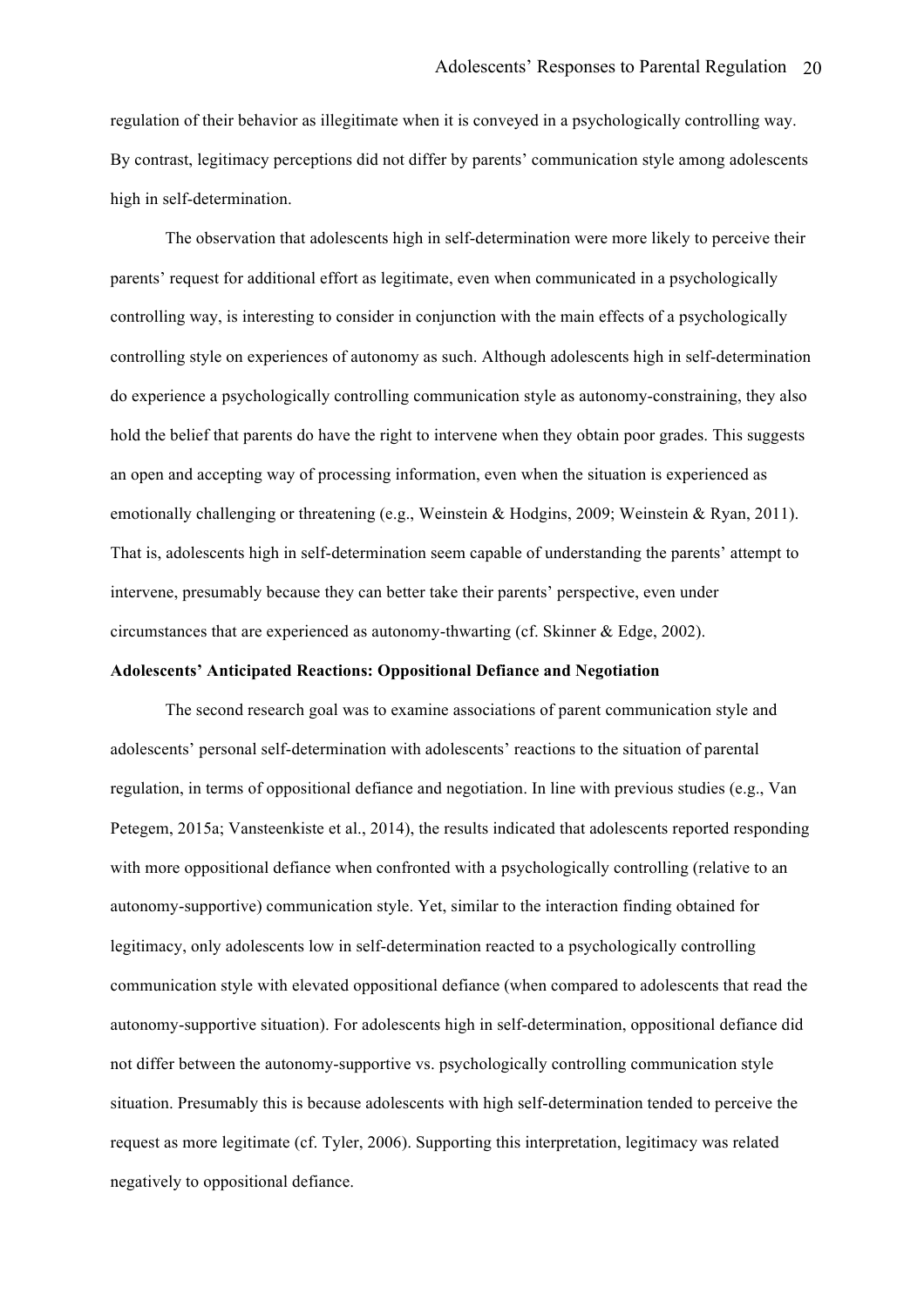regulation of their behavior as illegitimate when it is conveyed in a psychologically controlling way. By contrast, legitimacy perceptions did not differ by parents' communication style among adolescents high in self-determination.

The observation that adolescents high in self-determination were more likely to perceive their parents' request for additional effort as legitimate, even when communicated in a psychologically controlling way, is interesting to consider in conjunction with the main effects of a psychologically controlling style on experiences of autonomy as such. Although adolescents high in self-determination do experience a psychologically controlling communication style as autonomy-constraining, they also hold the belief that parents do have the right to intervene when they obtain poor grades. This suggests an open and accepting way of processing information, even when the situation is experienced as emotionally challenging or threatening (e.g., Weinstein & Hodgins, 2009; Weinstein & Ryan, 2011). That is, adolescents high in self-determination seem capable of understanding the parents' attempt to intervene, presumably because they can better take their parents' perspective, even under circumstances that are experienced as autonomy-thwarting (cf. Skinner & Edge, 2002).

**Adolescents' Anticipated Reactions: Oppositional Defiance and Negotiation**

The second research goal was to examine associations of parent communication style and adolescents' personal self-determination with adolescents' reactions to the situation of parental regulation, in terms of oppositional defiance and negotiation. In line with previous studies (e.g., Van Petegem, 2015a; Vansteenkiste et al., 2014), the results indicated that adolescents reported responding with more oppositional defiance when confronted with a psychologically controlling (relative to an autonomy-supportive) communication style. Yet, similar to the interaction finding obtained for legitimacy, only adolescents low in self-determination reacted to a psychologically controlling communication style with elevated oppositional defiance (when compared to adolescents that read the autonomy-supportive situation). For adolescents high in self-determination, oppositional defiance did not differ between the autonomy-supportive vs. psychologically controlling communication style situation. Presumably this is because adolescents with high self-determination tended to perceive the request as more legitimate (cf. Tyler, 2006). Supporting this interpretation, legitimacy was related negatively to oppositional defiance.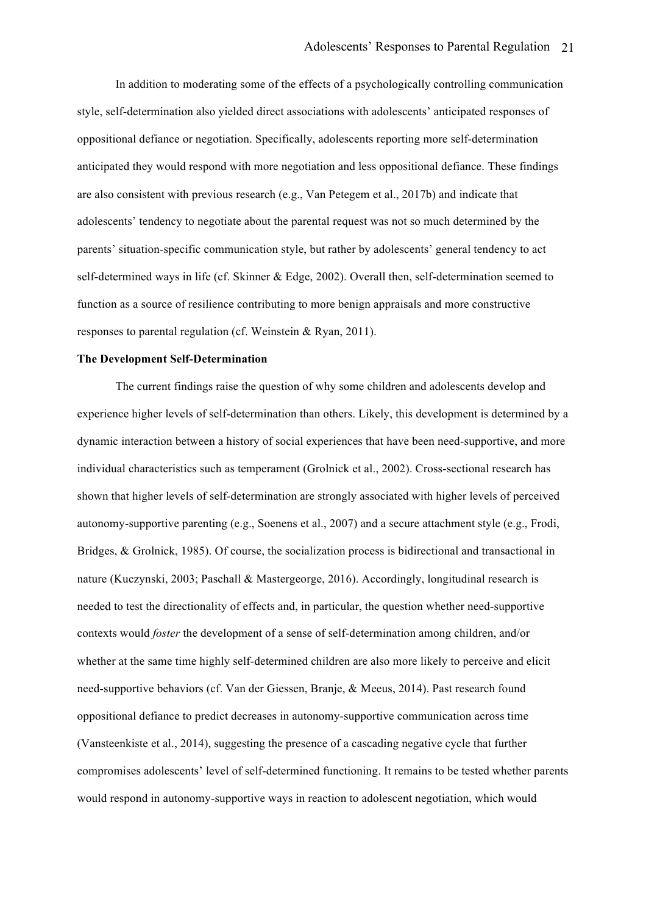In addition to moderating some of the effects of a psychologically controlling communication style, self-determination also yielded direct associations with adolescents' anticipated responses of oppositional defiance or negotiation. Specifically, adolescents reporting more self-determination anticipated they would respond with more negotiation and less oppositional defiance. These findings are also consistent with previous research (e.g., Van Petegem et al., 2017b) and indicate that adolescents' tendency to negotiate about the parental request was not so much determined by the parents' situation-specific communication style, but rather by adolescents' general tendency to act self-determined ways in life (cf. Skinner & Edge, 2002). Overall then, self-determination seemed to function as a source of resilience contributing to more benign appraisals and more constructive responses to parental regulation (cf. Weinstein & Ryan, 2011).

**The Development Self-Determination**

The current findings raise the question of why some children and adolescents develop and experience higher levels of self-determination than others. Likely, this development is determined by a dynamic interaction between a history of social experiences that have been need-supportive, and more individual characteristics such as temperament (Grolnick et al., 2002). Cross-sectional research has shown that higher levels of self-determination are strongly associated with higher levels of perceived autonomy-supportive parenting (e.g., Soenens et al., 2007) and a secure attachment style (e.g., Frodi, Bridges, & Grolnick, 1985). Of course, the socialization process is bidirectional and transactional in nature (Kuczynski, 2003; Paschall & Mastergeorge, 2016). Accordingly, longitudinal research is needed to test the directionality of effects and, in particular, the question whether need-supportive contexts would *foster* the development of a sense of self-determination among children, and/or whether at the same time highly self-determined children are also more likely to perceive and elicit need-supportive behaviors (cf. Van der Giessen, Branje, & Meeus, 2014). Past research found oppositional defiance to predict decreases in autonomy-supportive communication across time (Vansteenkiste et al., 2014), suggesting the presence of a cascading negative cycle that further compromises adolescents' level of self-determined functioning. It remains to be tested whether parents would respond in autonomy-supportive ways in reaction to adolescent negotiation, which would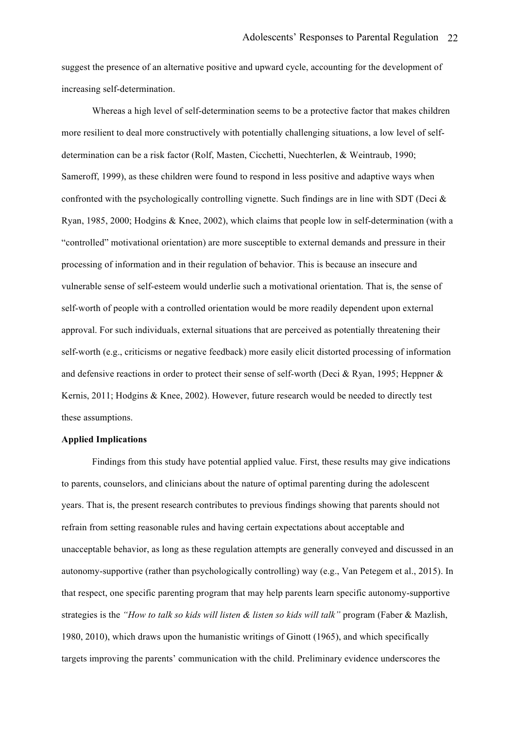suggest the presence of an alternative positive and upward cycle, accounting for the development of increasing self-determination.

Whereas a high level of self-determination seems to be a protective factor that makes children more resilient to deal more constructively with potentially challenging situations, a low level of self-determination can be a risk factor (Rolf, Masten, Cicchetti, Nuechterlen, & Weintraub, 1990; Sameroff, 1999), as these children were found to respond in less positive and adaptive ways when confronted with the psychologically controlling vignette. Such findings are in line with SDT (Deci & Ryan, 1985, 2000; Hodgins & Knee, 2002), which claims that people low in self-determination (with a "controlled" motivational orientation) are more susceptible to external demands and pressure in their processing of information and in their regulation of behavior. This is because an insecure and vulnerable sense of self-esteem would underlie such a motivational orientation. That is, the sense of self-worth of people with a controlled orientation would be more readily dependent upon external approval. For such individuals, external situations that are perceived as potentially threatening their self-worth (e.g., criticisms or negative feedback) more easily elicit distorted processing of information and defensive reactions in order to protect their sense of self-worth (Deci & Ryan, 1995; Heppner & Kernis, 2011; Hodgins & Knee, 2002). However, future research would be needed to directly test these assumptions.

**Applied Implications**

Findings from this study have potential applied value. First, these results may give indications to parents, counselors, and clinicians about the nature of optimal parenting during the adolescent years. That is, the present research contributes to previous findings showing that parents should not refrain from setting reasonable rules and having certain expectations about acceptable and unacceptable behavior, as long as these regulation attempts are generally conveyed and discussed in an autonomy-supportive (rather than psychologically controlling) way (e.g., Van Petegem et al., 2015). In that respect, one specific parenting program that may help parents learn specific autonomy-supportive strategies is the *"How to talk so kids will listen & listen so kids will talk"* program (Faber & Mazlish, 1980, 2010), which draws upon the humanistic writings of Ginott (1965), and which specifically targets improving the parents' communication with the child. Preliminary evidence underscores the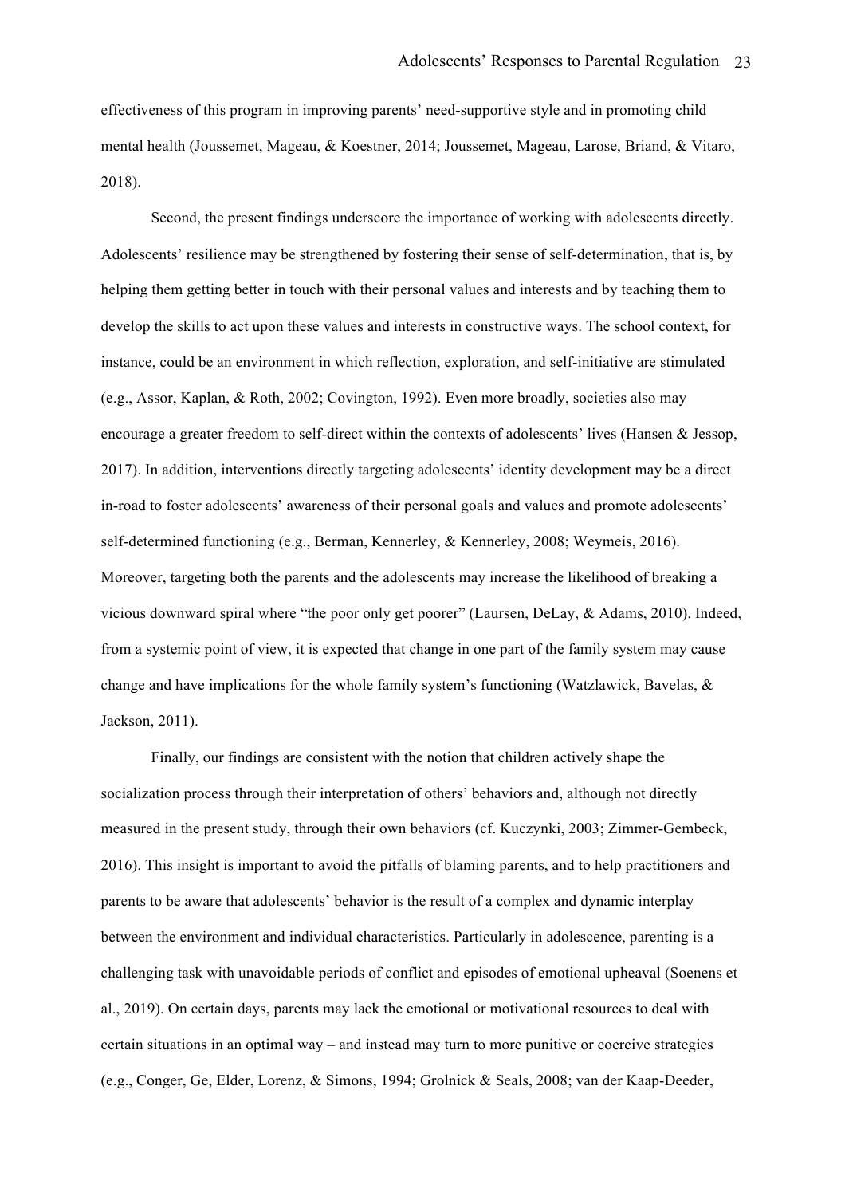effectiveness of this program in improving parents' need-supportive style and in promoting child mental health (Joussemet, Mageau, & Koestner, 2014; Joussemet, Mageau, Larose, Briand, & Vitaro, 2018).

Second, the present findings underscore the importance of working with adolescents directly. Adolescents' resilience may be strengthened by fostering their sense of self-determination, that is, by helping them getting better in touch with their personal values and interests and by teaching them to develop the skills to act upon these values and interests in constructive ways. The school context, for instance, could be an environment in which reflection, exploration, and self-initiative are stimulated (e.g., Assor, Kaplan, & Roth, 2002; Covington, 1992). Even more broadly, societies also may encourage a greater freedom to self-direct within the contexts of adolescents' lives (Hansen & Jessop, 2017). In addition, interventions directly targeting adolescents' identity development may be a direct in-road to foster adolescents' awareness of their personal goals and values and promote adolescents' self-determined functioning (e.g., Berman, Kennerley, & Kennerley, 2008; Weymeis, 2016). Moreover, targeting both the parents and the adolescents may increase the likelihood of breaking a vicious downward spiral where "the poor only get poorer" (Laursen, DeLay, & Adams, 2010). Indeed, from a systemic point of view, it is expected that change in one part of the family system may cause change and have implications for the whole family system's functioning (Watzlawick, Bavelas, & Jackson, 2011).

Finally, our findings are consistent with the notion that children actively shape the socialization process through their interpretation of others' behaviors and, although not directly measured in the present study, through their own behaviors (cf. Kuczynki, 2003; Zimmer-Gembeck, 2016). This insight is important to avoid the pitfalls of blaming parents, and to help practitioners and parents to be aware that adolescents' behavior is the result of a complex and dynamic interplay between the environment and individual characteristics. Particularly in adolescence, parenting is a challenging task with unavoidable periods of conflict and episodes of emotional upheaval (Soenens et al., 2019). On certain days, parents may lack the emotional or motivational resources to deal with certain situations in an optimal way – and instead may turn to more punitive or coercive strategies (e.g., Conger, Ge, Elder, Lorenz, & Simons, 1994; Grolnick & Seals, 2008; van der Kaap-Deeder,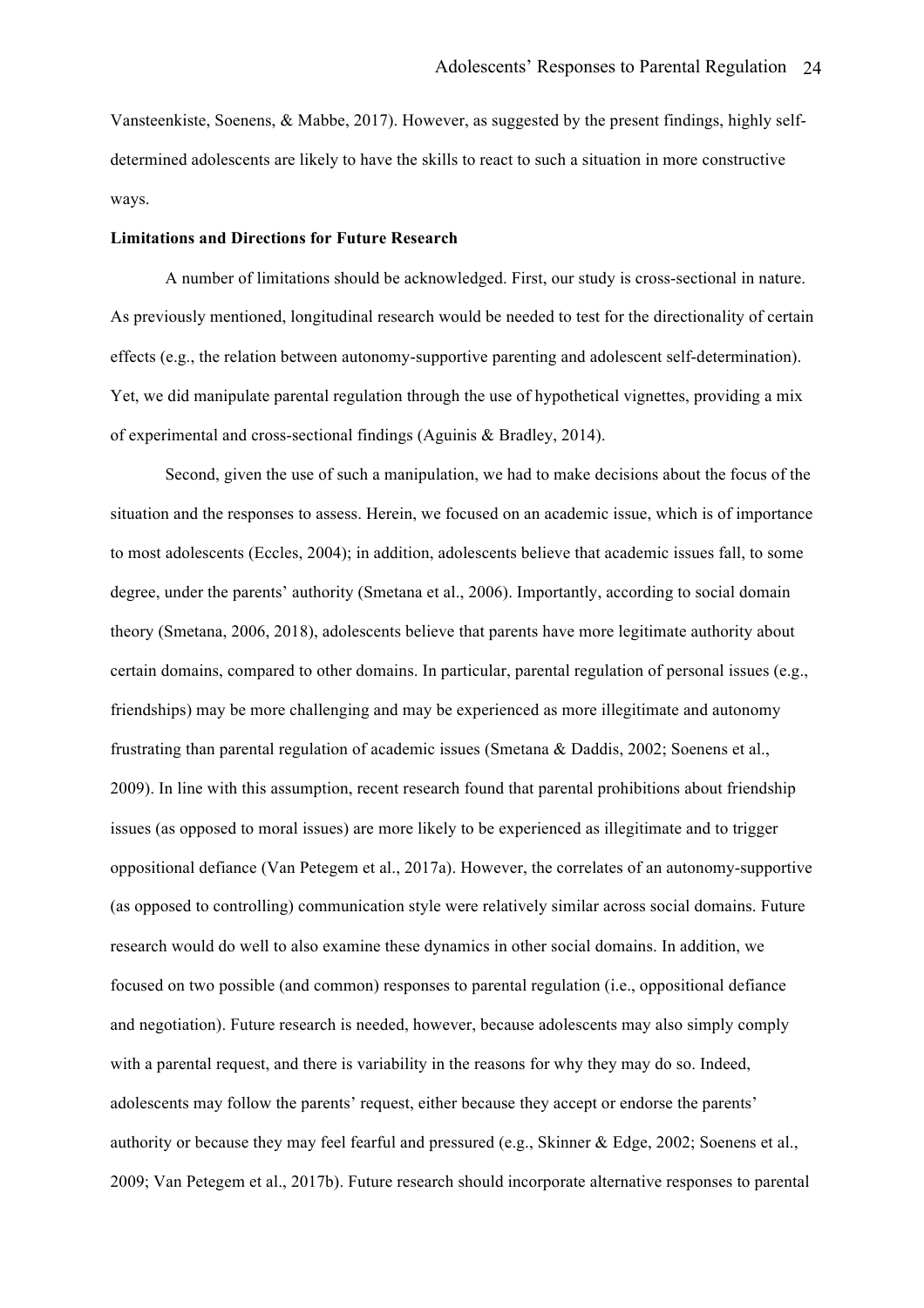Vansteenkiste, Soenens, & Mabbe, 2017). However, as suggested by the present findings, highly self-determined adolescents are likely to have the skills to react to such a situation in more constructive ways.

**Limitations and Directions for Future Research**

A number of limitations should be acknowledged. First, our study is cross-sectional in nature. As previously mentioned, longitudinal research would be needed to test for the directionality of certain effects (e.g., the relation between autonomy-supportive parenting and adolescent self-determination). Yet, we did manipulate parental regulation through the use of hypothetical vignettes, providing a mix of experimental and cross-sectional findings (Aguinis & Bradley, 2014).

Second, given the use of such a manipulation, we had to make decisions about the focus of the situation and the responses to assess. Herein, we focused on an academic issue, which is of importance to most adolescents (Eccles, 2004); in addition, adolescents believe that academic issues fall, to some degree, under the parents' authority (Smetana et al., 2006). Importantly, according to social domain theory (Smetana, 2006, 2018), adolescents believe that parents have more legitimate authority about certain domains, compared to other domains. In particular, parental regulation of personal issues (e.g., friendships) may be more challenging and may be experienced as more illegitimate and autonomy frustrating than parental regulation of academic issues (Smetana & Daddis, 2002; Soenens et al., 2009). In line with this assumption, recent research found that parental prohibitions about friendship issues (as opposed to moral issues) are more likely to be experienced as illegitimate and to trigger oppositional defiance (Van Petegem et al., 2017a). However, the correlates of an autonomy-supportive (as opposed to controlling) communication style were relatively similar across social domains. Future research would do well to also examine these dynamics in other social domains. In addition, we focused on two possible (and common) responses to parental regulation (i.e., oppositional defiance and negotiation). Future research is needed, however, because adolescents may also simply comply with a parental request, and there is variability in the reasons for why they may do so. Indeed, adolescents may follow the parents' request, either because they accept or endorse the parents' authority or because they may feel fearful and pressured (e.g., Skinner & Edge, 2002; Soenens et al., 2009; Van Petegem et al., 2017b). Future research should incorporate alternative responses to parental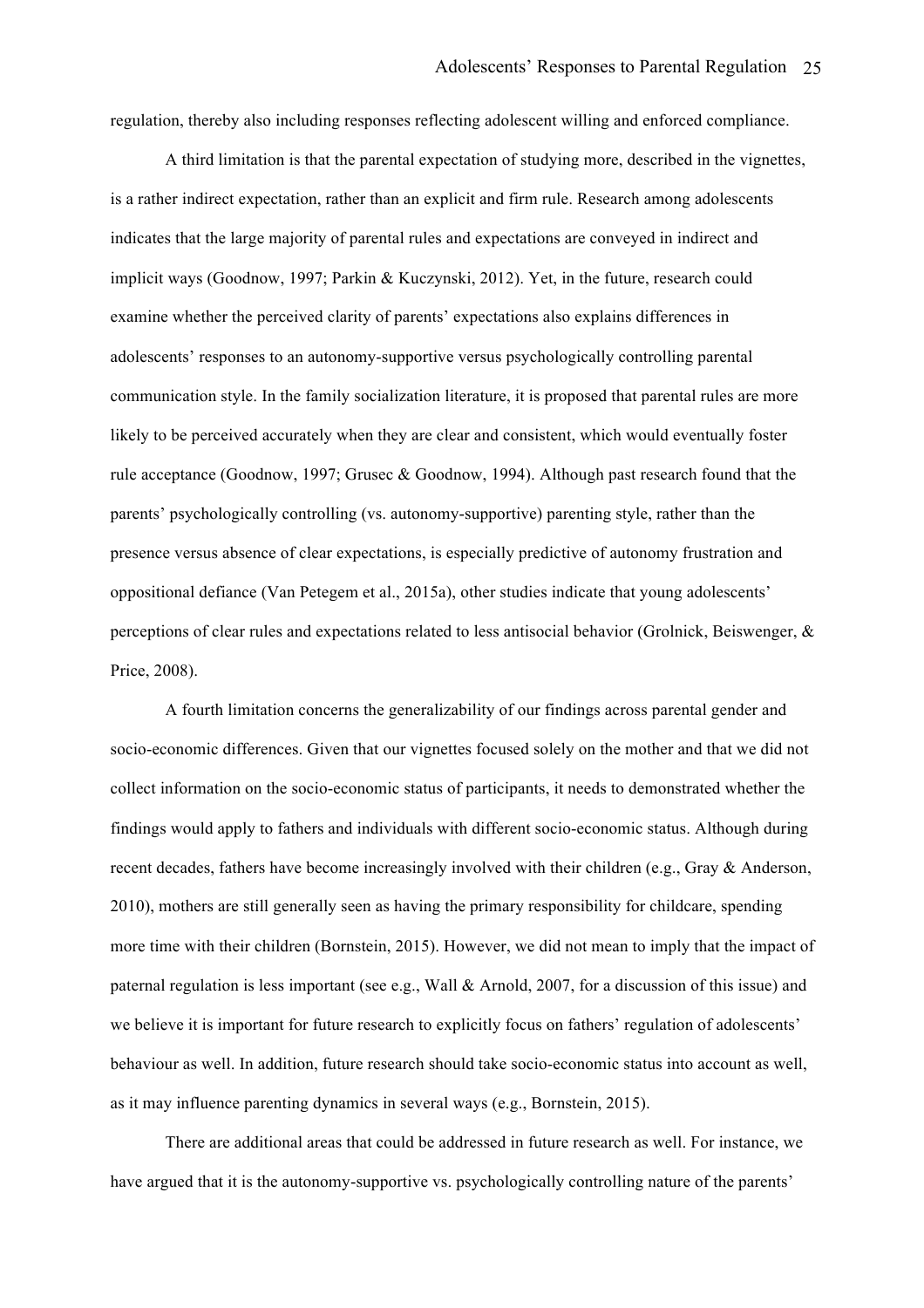regulation, thereby also including responses reflecting adolescent willing and enforced compliance.

A third limitation is that the parental expectation of studying more, described in the vignettes, is a rather indirect expectation, rather than an explicit and firm rule. Research among adolescents indicates that the large majority of parental rules and expectations are conveyed in indirect and implicit ways (Goodnow, 1997; Parkin & Kuczynski, 2012). Yet, in the future, research could examine whether the perceived clarity of parents' expectations also explains differences in adolescents' responses to an autonomy-supportive versus psychologically controlling parental communication style. In the family socialization literature, it is proposed that parental rules are more likely to be perceived accurately when they are clear and consistent, which would eventually foster rule acceptance (Goodnow, 1997; Grusec & Goodnow, 1994). Although past research found that the parents' psychologically controlling (vs. autonomy-supportive) parenting style, rather than the presence versus absence of clear expectations, is especially predictive of autonomy frustration and oppositional defiance (Van Petegem et al., 2015a), other studies indicate that young adolescents' perceptions of clear rules and expectations related to less antisocial behavior (Grolnick, Beiswenger, & Price, 2008).

A fourth limitation concerns the generalizability of our findings across parental gender and socio-economic differences. Given that our vignettes focused solely on the mother and that we did not collect information on the socio-economic status of participants, it needs to demonstrated whether the findings would apply to fathers and individuals with different socio-economic status. Although during recent decades, fathers have become increasingly involved with their children (e.g., Gray & Anderson, 2010), mothers are still generally seen as having the primary responsibility for childcare, spending more time with their children (Bornstein, 2015). However, we did not mean to imply that the impact of paternal regulation is less important (see e.g., Wall & Arnold, 2007, for a discussion of this issue) and we believe it is important for future research to explicitly focus on fathers' regulation of adolescents' behaviour as well. In addition, future research should take socio-economic status into account as well, as it may influence parenting dynamics in several ways (e.g., Bornstein, 2015).

There are additional areas that could be addressed in future research as well. For instance, we have argued that it is the autonomy-supportive vs. psychologically controlling nature of the parents'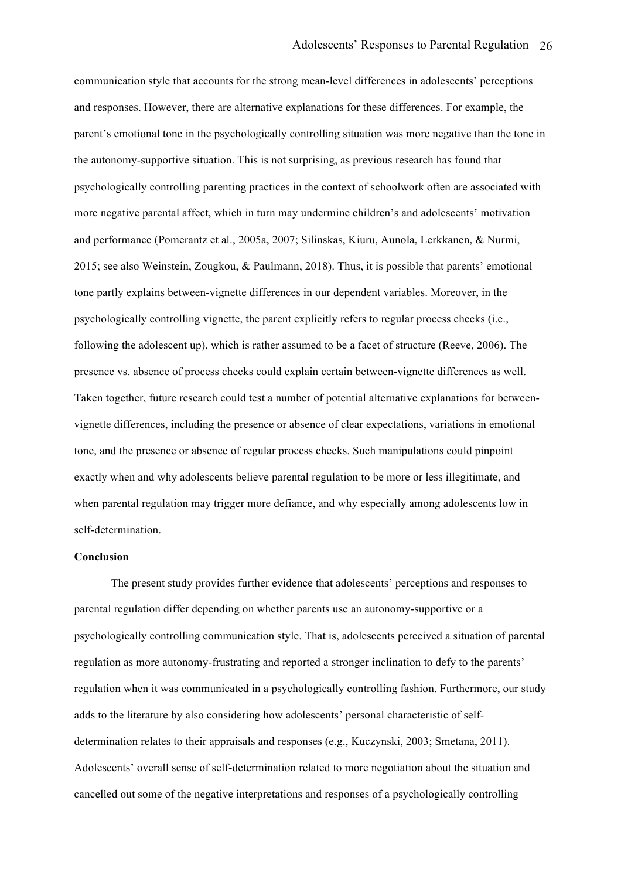communication style that accounts for the strong mean-level differences in adolescents' perceptions and responses. However, there are alternative explanations for these differences. For example, the parent's emotional tone in the psychologically controlling situation was more negative than the tone in the autonomy-supportive situation. This is not surprising, as previous research has found that psychologically controlling parenting practices in the context of schoolwork often are associated with more negative parental affect, which in turn may undermine children's and adolescents' motivation and performance (Pomerantz et al., 2005a, 2007; Silinskas, Kiuru, Aunola, Lerkkanen, & Nurmi, 2015; see also Weinstein, Zougkou, & Paulmann, 2018). Thus, it is possible that parents' emotional tone partly explains between-vignette differences in our dependent variables. Moreover, in the psychologically controlling vignette, the parent explicitly refers to regular process checks (i.e., following the adolescent up), which is rather assumed to be a facet of structure (Reeve, 2006). The presence vs. absence of process checks could explain certain between-vignette differences as well. Taken together, future research could test a number of potential alternative explanations for between-vignette differences, including the presence or absence of clear expectations, variations in emotional tone, and the presence or absence of regular process checks. Such manipulations could pinpoint exactly when and why adolescents believe parental regulation to be more or less illegitimate, and when parental regulation may trigger more defiance, and why especially among adolescents low in self-determination.

**Conclusion**

The present study provides further evidence that adolescents' perceptions and responses to parental regulation differ depending on whether parents use an autonomy-supportive or a psychologically controlling communication style. That is, adolescents perceived a situation of parental regulation as more autonomy-frustrating and reported a stronger inclination to defy to the parents' regulation when it was communicated in a psychologically controlling fashion. Furthermore, our study adds to the literature by also considering how adolescents' personal characteristic of self-determination relates to their appraisals and responses (e.g., Kuczynski, 2003; Smetana, 2011). Adolescents' overall sense of self-determination related to more negotiation about the situation and cancelled out some of the negative interpretations and responses of a psychologically controlling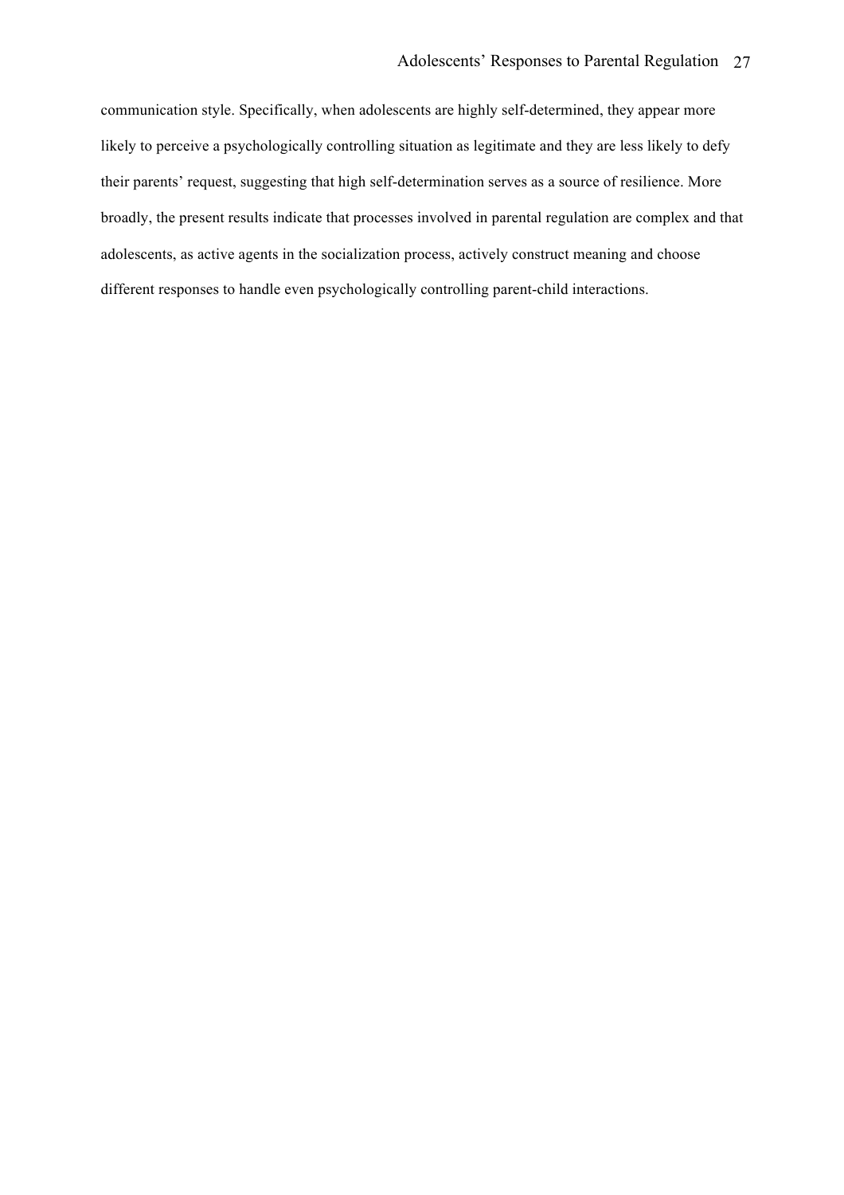communication style. Specifically, when adolescents are highly self-determined, they appear more likely to perceive a psychologically controlling situation as legitimate and they are less likely to defy their parents' request, suggesting that high self-determination serves as a source of resilience. More broadly, the present results indicate that processes involved in parental regulation are complex and that adolescents, as active agents in the socialization process, actively construct meaning and choose different responses to handle even psychologically controlling parent-child interactions.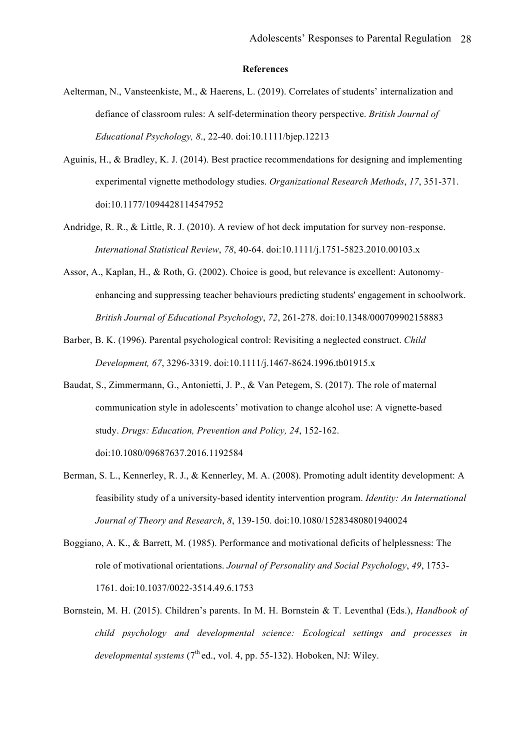**References**

Aelterman, N., Vansteenkiste, M., & Haerens, L. (2019). Correlates of students' internalization and defiance of classroom rules: A self-determination theory perspective. *British Journal of Educational Psychology, 8*., 22-40. doi:10.1111/bjep.12213

Aguinis, H., & Bradley, K. J. (2014). Best practice recommendations for designing and implementing experimental vignette methodology studies. *Organizational Research Methods*, *17*, 351-371. doi:10.1177/1094428114547952

Andridge, R. R., & Little, R. J. (2010). A review of hot deck imputation for survey non-response. *International Statistical Review*, *78*, 40-64. doi:10.1111/j.1751-5823.2010.00103.x

Assor, A., Kaplan, H., & Roth, G. (2002). Choice is good, but relevance is excellent: Autonomy-enhancing and suppressing teacher behaviours predicting students' engagement in schoolwork. *British Journal of Educational Psychology*, *72*, 261-278. doi:10.1348/000709902158883

Barber, B. K. (1996). Parental psychological control: Revisiting a neglected construct. *Child Development, 67*, 3296-3319. doi:10.1111/j.1467-8624.1996.tb01915.x

Baudat, S., Zimmermann, G., Antonietti, J. P., & Van Petegem, S. (2017). The role of maternal communication style in adolescents' motivation to change alcohol use: A vignette-based study. *Drugs: Education, Prevention and Policy, 24*, 152-162. doi:10.1080/09687637.2016.1192584

Berman, S. L., Kennerley, R. J., & Kennerley, M. A. (2008). Promoting adult identity development: A feasibility study of a university-based identity intervention program. *Identity: An International Journal of Theory and Research*, *8*, 139-150. doi:10.1080/15283480801940024

Boggiano, A. K., & Barrett, M. (1985). Performance and motivational deficits of helplessness: The role of motivational orientations. *Journal of Personality and Social Psychology*, *49*, 1753-1761. doi:10.1037/0022-3514.49.6.1753

Bornstein, M. H. (2015). Children's parents. In M. H. Bornstein & T. Leventhal (Eds.), *Handbook of child psychology and developmental science: Ecological settings and processes in developmental systems* (7th ed., vol. 4, pp. 55-132). Hoboken, NJ: Wiley.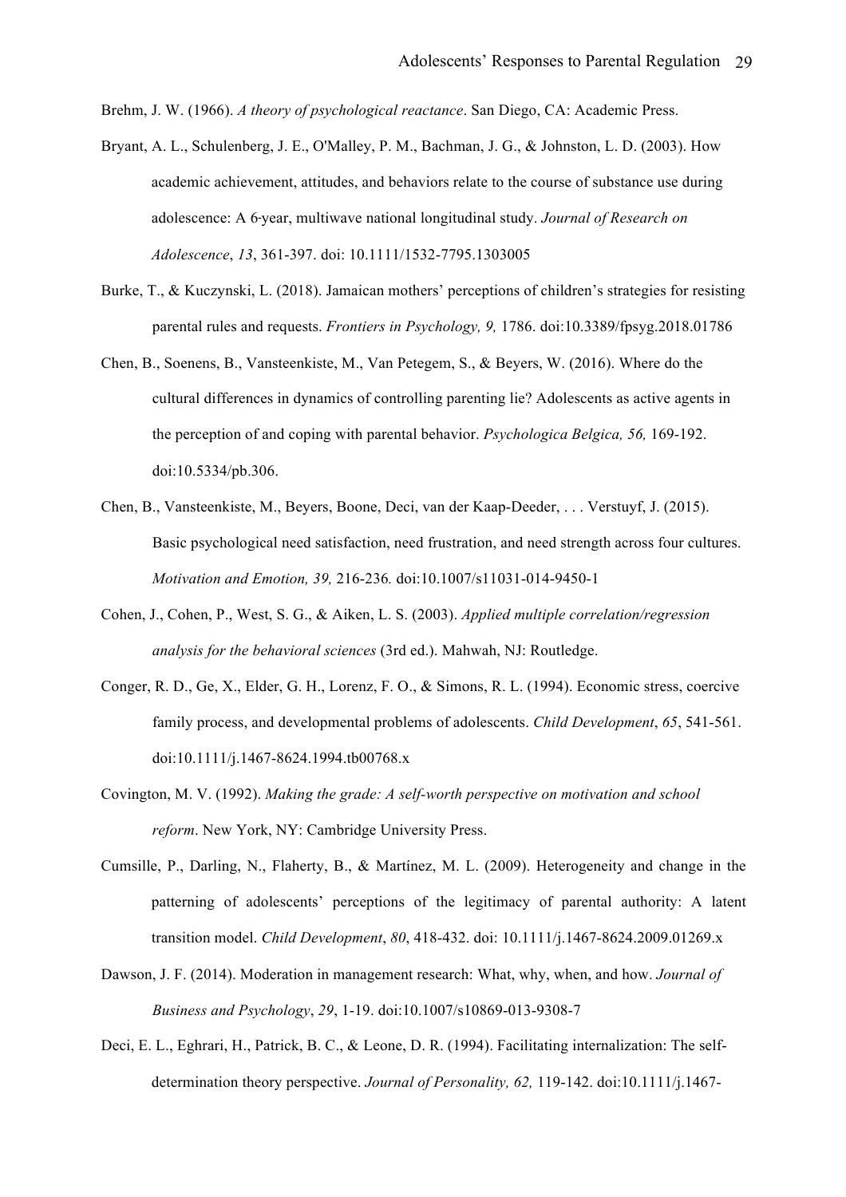Brehm, J. W. (1966). *A theory of psychological reactance*. San Diego, CA: Academic Press.

Bryant, A. L., Schulenberg, J. E., O'Malley, P. M., Bachman, J. G., & Johnston, L. D. (2003). How academic achievement, attitudes, and behaviors relate to the course of substance use during adolescence: A 6-year, multiwave national longitudinal study. *Journal of Research on Adolescence*, *13*, 361-397. doi: 10.1111/1532-7795.1303005

Burke, T., & Kuczynski, L. (2018). Jamaican mothers' perceptions of children's strategies for resisting parental rules and requests. *Frontiers in Psychology, 9,* 1786. doi:10.3389/fpsyg.2018.01786

Chen, B., Soenens, B., Vansteenkiste, M., Van Petegem, S., & Beyers, W. (2016). Where do the cultural differences in dynamics of controlling parenting lie? Adolescents as active agents in the perception of and coping with parental behavior. *Psychologica Belgica, 56,* 169-192. doi:10.5334/pb.306.

Chen, B., Vansteenkiste, M., Beyers, Boone, Deci, van der Kaap-Deeder, . . . Verstuyf, J. (2015). Basic psychological need satisfaction, need frustration, and need strength across four cultures. *Motivation and Emotion, 39,* 216-236*.* doi:10.1007/s11031-014-9450-1

Cohen, J., Cohen, P., West, S. G., & Aiken, L. S. (2003). *Applied multiple correlation/regression analysis for the behavioral sciences* (3rd ed.). Mahwah, NJ: Routledge.

Conger, R. D., Ge, X., Elder, G. H., Lorenz, F. O., & Simons, R. L. (1994). Economic stress, coercive family process, and developmental problems of adolescents. *Child Development*, *65*, 541-561. doi:10.1111/j.1467-8624.1994.tb00768.x

Covington, M. V. (1992). *Making the grade: A self-worth perspective on motivation and school reform*. New York, NY: Cambridge University Press.

Cumsille, P., Darling, N., Flaherty, B., & Martínez, M. L. (2009). Heterogeneity and change in the patterning of adolescents' perceptions of the legitimacy of parental authority: A latent transition model. *Child Development*, *80*, 418-432. doi: 10.1111/j.1467-8624.2009.01269.x

Dawson, J. F. (2014). Moderation in management research: What, why, when, and how. *Journal of Business and Psychology*, *29*, 1-19. doi:10.1007/s10869-013-9308-7

Deci, E. L., Eghrari, H., Patrick, B. C., & Leone, D. R. (1994). Facilitating internalization: The self-determination theory perspective. *Journal of Personality, 62,* 119-142. doi:10.1111/j.1467-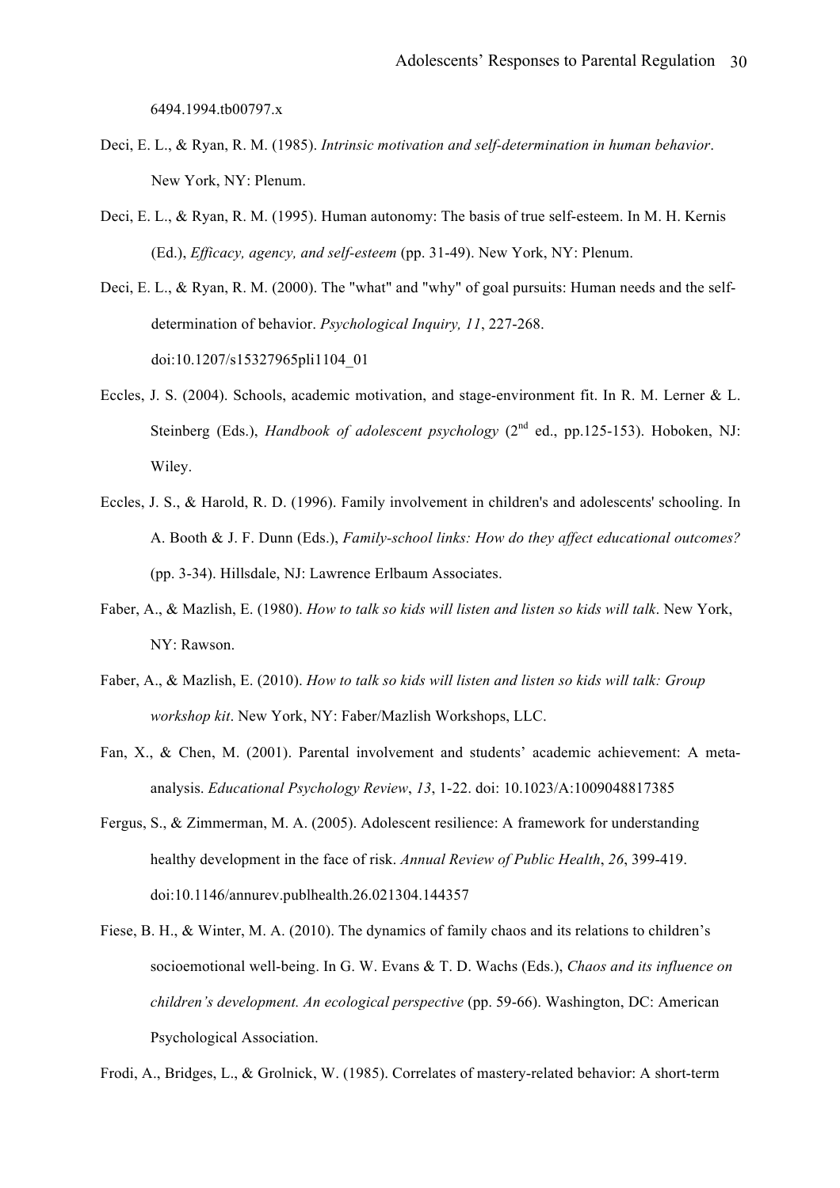6494.1994.tb00797.x

Deci, E. L., & Ryan, R. M. (1985). *Intrinsic motivation and self-determination in human behavior*. New York, NY: Plenum.

Deci, E. L., & Ryan, R. M. (1995). Human autonomy: The basis of true self-esteem. In M. H. Kernis (Ed.), *Efficacy, agency, and self-esteem* (pp. 31-49). New York, NY: Plenum.

Deci, E. L., & Ryan, R. M. (2000). The "what" and "why" of goal pursuits: Human needs and the self-determination of behavior. *Psychological Inquiry, 11*, 227-268. doi:10.1207/s15327965pli1104_01

Eccles, J. S. (2004). Schools, academic motivation, and stage-environment fit. In R. M. Lerner & L. Steinberg (Eds.), *Handbook of adolescent psychology* (2nd ed., pp.125-153). Hoboken, NJ: Wiley.

Eccles, J. S., & Harold, R. D. (1996). Family involvement in children's and adolescents' schooling. In A. Booth & J. F. Dunn (Eds.), *Family-school links: How do they affect educational outcomes?* (pp. 3-34). Hillsdale, NJ: Lawrence Erlbaum Associates.

Faber, A., & Mazlish, E. (1980). *How to talk so kids will listen and listen so kids will talk*. New York, NY: Rawson.

Faber, A., & Mazlish, E. (2010). *How to talk so kids will listen and listen so kids will talk: Group workshop kit*. New York, NY: Faber/Mazlish Workshops, LLC.

Fan, X., & Chen, M. (2001). Parental involvement and students' academic achievement: A meta-analysis. *Educational Psychology Review*, *13*, 1-22. doi: 10.1023/A:1009048817385

Fergus, S., & Zimmerman, M. A. (2005). Adolescent resilience: A framework for understanding healthy development in the face of risk. *Annual Review of Public Health*, *26*, 399-419. doi:10.1146/annurev.publhealth.26.021304.144357

Fiese, B. H., & Winter, M. A. (2010). The dynamics of family chaos and its relations to children's socioemotional well-being. In G. W. Evans & T. D. Wachs (Eds.), *Chaos and its influence on children's development. An ecological perspective* (pp. 59-66). Washington, DC: American Psychological Association.

Frodi, A., Bridges, L., & Grolnick, W. (1985). Correlates of mastery-related behavior: A short-term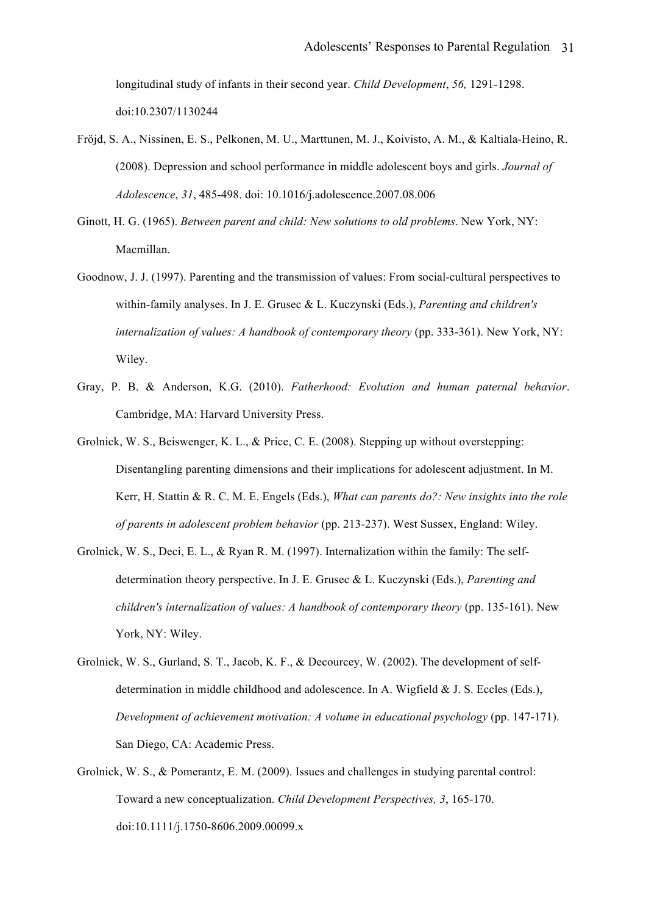longitudinal study of infants in their second year. *Child Development*, *56,* 1291-1298. doi:10.2307/1130244

Fröjd, S. A., Nissinen, E. S., Pelkonen, M. U., Marttunen, M. J., Koivisto, A. M., & Kaltiala-Heino, R. (2008). Depression and school performance in middle adolescent boys and girls. *Journal of Adolescence*, *31*, 485-498. doi: 10.1016/j.adolescence.2007.08.006

Ginott, H. G. (1965). *Between parent and child: New solutions to old problems*. New York, NY: Macmillan.

Goodnow, J. J. (1997). Parenting and the transmission of values: From social-cultural perspectives to within-family analyses. In J. E. Grusec & L. Kuczynski (Eds.), *Parenting and children's internalization of values: A handbook of contemporary theory* (pp. 333-361). New York, NY: Wiley.

Gray, P. B. & Anderson, K.G. (2010). *Fatherhood: Evolution and human paternal behavior*. Cambridge, MA: Harvard University Press.

Grolnick, W. S., Beiswenger, K. L., & Price, C. E. (2008). Stepping up without overstepping: Disentangling parenting dimensions and their implications for adolescent adjustment. In M. Kerr, H. Stattin & R. C. M. E. Engels (Eds.), *What can parents do?: New insights into the role of parents in adolescent problem behavior* (pp. 213-237). West Sussex, England: Wiley.

Grolnick, W. S., Deci, E. L., & Ryan R. M. (1997). Internalization within the family: The self-determination theory perspective. In J. E. Grusec & L. Kuczynski (Eds.), *Parenting and children's internalization of values: A handbook of contemporary theory* (pp. 135-161). New York, NY: Wiley.

Grolnick, W. S., Gurland, S. T., Jacob, K. F., & Decourcey, W. (2002). The development of self-determination in middle childhood and adolescence. In A. Wigfield & J. S. Eccles (Eds.), *Development of achievement motivation: A volume in educational psychology* (pp. 147-171). San Diego, CA: Academic Press.

Grolnick, W. S., & Pomerantz, E. M. (2009). Issues and challenges in studying parental control: Toward a new conceptualization. *Child Development Perspectives, 3*, 165-170. doi:10.1111/j.1750-8606.2009.00099.x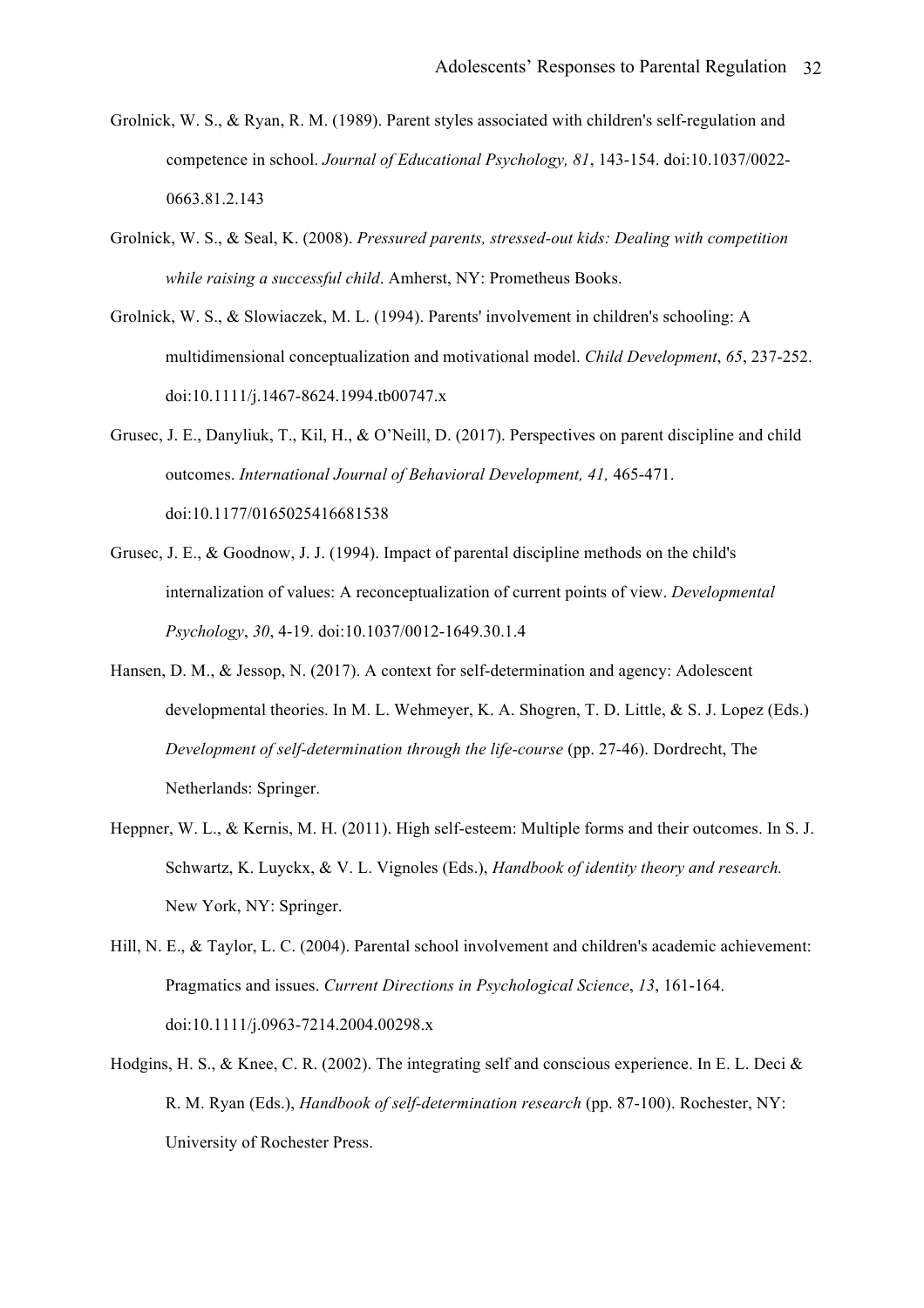Grolnick, W. S., & Ryan, R. M. (1989). Parent styles associated with children's self-regulation and competence in school. *Journal of Educational Psychology, 81*, 143-154. doi:10.1037/0022-0663.81.2.143

Grolnick, W. S., & Seal, K. (2008). *Pressured parents, stressed-out kids: Dealing with competition while raising a successful child*. Amherst, NY: Prometheus Books.

Grolnick, W. S., & Slowiaczek, M. L. (1994). Parents' involvement in children's schooling: A multidimensional conceptualization and motivational model. *Child Development*, *65*, 237-252. doi:10.1111/j.1467-8624.1994.tb00747.x

Grusec, J. E., Danyliuk, T., Kil, H., & O'Neill, D. (2017). Perspectives on parent discipline and child outcomes. *International Journal of Behavioral Development, 41,* 465-471. doi:10.1177/0165025416681538

Grusec, J. E., & Goodnow, J. J. (1994). Impact of parental discipline methods on the child's internalization of values: A reconceptualization of current points of view. *Developmental Psychology*, *30*, 4-19. doi:10.1037/0012-1649.30.1.4

Hansen, D. M., & Jessop, N. (2017). A context for self-determination and agency: Adolescent developmental theories. In M. L. Wehmeyer, K. A. Shogren, T. D. Little, & S. J. Lopez (Eds.) *Development of self-determination through the life-course* (pp. 27-46). Dordrecht, The Netherlands: Springer.

Heppner, W. L., & Kernis, M. H. (2011). High self-esteem: Multiple forms and their outcomes. In S. J. Schwartz, K. Luyckx, & V. L. Vignoles (Eds.), *Handbook of identity theory and research.* New York, NY: Springer.

Hill, N. E., & Taylor, L. C. (2004). Parental school involvement and children's academic achievement: Pragmatics and issues. *Current Directions in Psychological Science*, *13*, 161-164. doi:10.1111/j.0963-7214.2004.00298.x

Hodgins, H. S., & Knee, C. R. (2002). The integrating self and conscious experience. In E. L. Deci & R. M. Ryan (Eds.), *Handbook of self-determination research* (pp. 87-100). Rochester, NY: University of Rochester Press.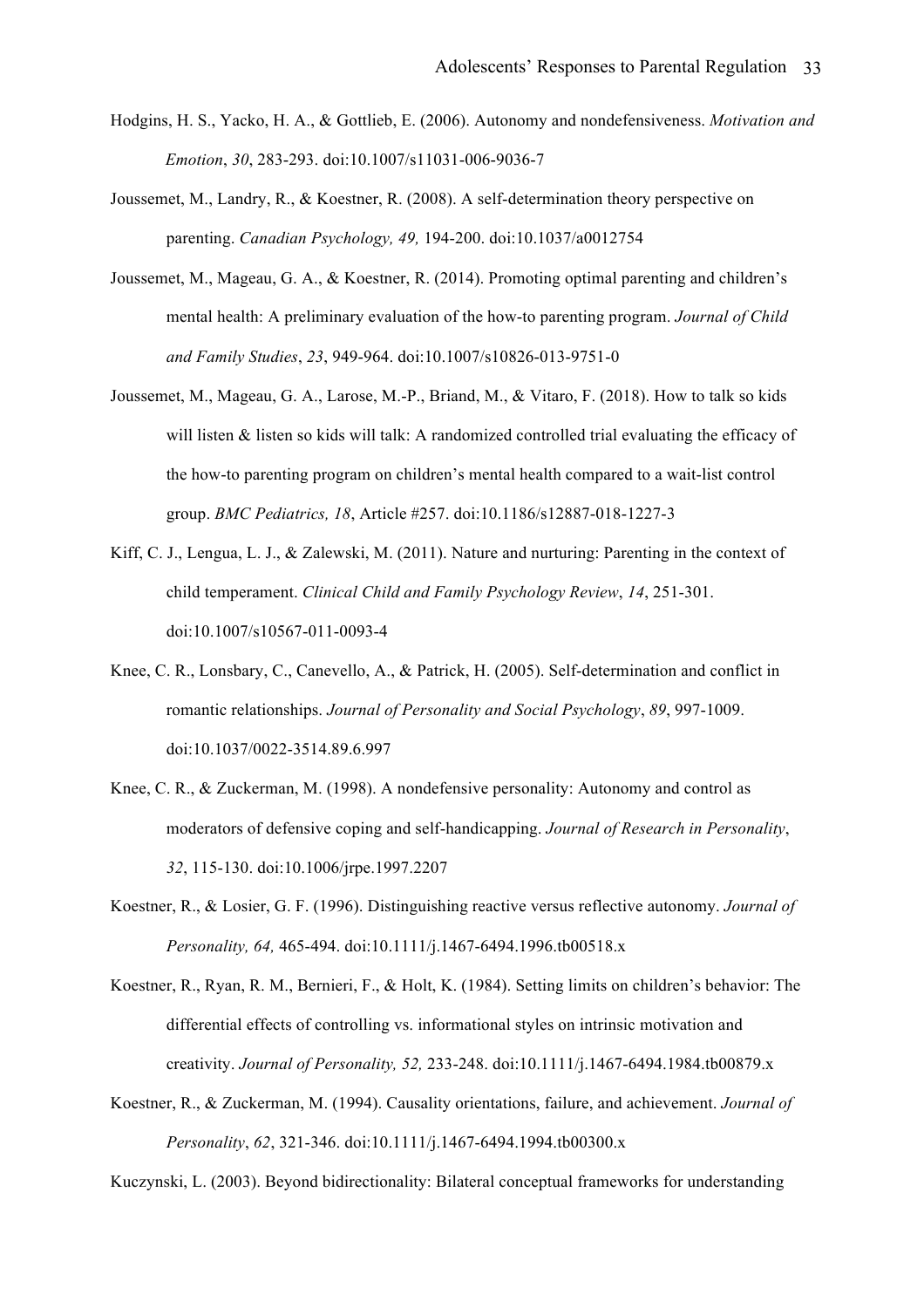Hodgins, H. S., Yacko, H. A., & Gottlieb, E. (2006). Autonomy and nondefensiveness. *Motivation and Emotion*, *30*, 283-293. doi:10.1007/s11031-006-9036-7

Joussemet, M., Landry, R., & Koestner, R. (2008). A self-determination theory perspective on parenting. *Canadian Psychology, 49,* 194-200. doi:10.1037/a0012754

Joussemet, M., Mageau, G. A., & Koestner, R. (2014). Promoting optimal parenting and children's mental health: A preliminary evaluation of the how-to parenting program. *Journal of Child and Family Studies*, *23*, 949-964. doi:10.1007/s10826-013-9751-0

Joussemet, M., Mageau, G. A., Larose, M.-P., Briand, M., & Vitaro, F. (2018). How to talk so kids will listen & listen so kids will talk: A randomized controlled trial evaluating the efficacy of the how-to parenting program on children's mental health compared to a wait-list control group. *BMC Pediatrics, 18*, Article #257. doi:10.1186/s12887-018-1227-3

Kiff, C. J., Lengua, L. J., & Zalewski, M. (2011). Nature and nurturing: Parenting in the context of child temperament. *Clinical Child and Family Psychology Review*, *14*, 251-301. doi:10.1007/s10567-011-0093-4

Knee, C. R., Lonsbary, C., Canevello, A., & Patrick, H. (2005). Self-determination and conflict in romantic relationships. *Journal of Personality and Social Psychology*, *89*, 997-1009. doi:10.1037/0022-3514.89.6.997

Knee, C. R., & Zuckerman, M. (1998). A nondefensive personality: Autonomy and control as moderators of defensive coping and self-handicapping. *Journal of Research in Personality*, *32*, 115-130. doi:10.1006/jrpe.1997.2207

Koestner, R., & Losier, G. F. (1996). Distinguishing reactive versus reflective autonomy. *Journal of Personality, 64,* 465-494. doi:10.1111/j.1467-6494.1996.tb00518.x

Koestner, R., Ryan, R. M., Bernieri, F., & Holt, K. (1984). Setting limits on children's behavior: The differential effects of controlling vs. informational styles on intrinsic motivation and creativity. *Journal of Personality, 52,* 233-248. doi:10.1111/j.1467-6494.1984.tb00879.x

Koestner, R., & Zuckerman, M. (1994). Causality orientations, failure, and achievement. *Journal of Personality*, *62*, 321-346. doi:10.1111/j.1467-6494.1994.tb00300.x

Kuczynski, L. (2003). Beyond bidirectionality: Bilateral conceptual frameworks for understanding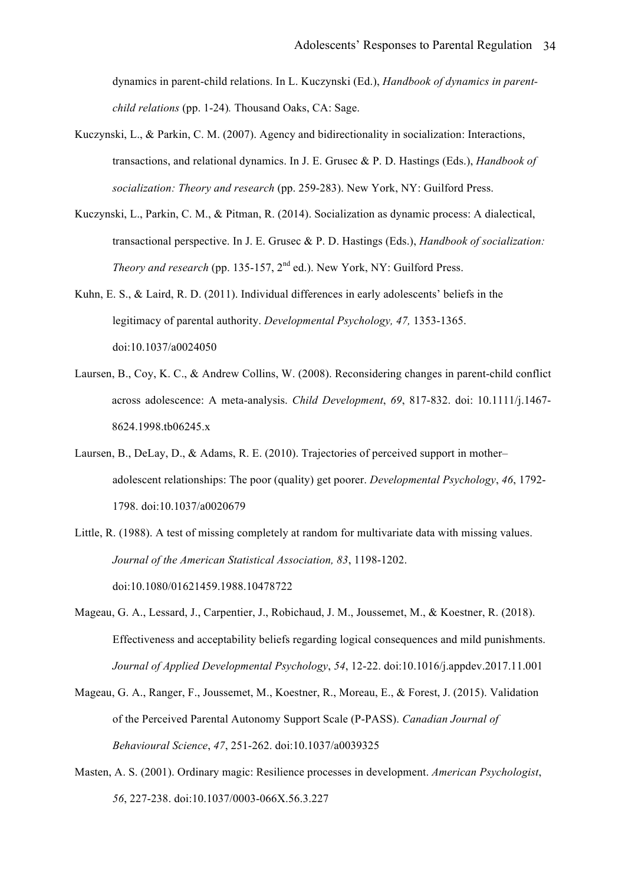dynamics in parent-child relations. In L. Kuczynski (Ed.), *Handbook of dynamics in parent-child relations* (pp. 1-24)*.* Thousand Oaks, CA: Sage.

Kuczynski, L., & Parkin, C. M. (2007). Agency and bidirectionality in socialization: Interactions, transactions, and relational dynamics. In J. E. Grusec & P. D. Hastings (Eds.), *Handbook of socialization: Theory and research* (pp. 259-283). New York, NY: Guilford Press.

Kuczynski, L., Parkin, C. M., & Pitman, R. (2014). Socialization as dynamic process: A dialectical, transactional perspective. In J. E. Grusec & P. D. Hastings (Eds.), *Handbook of socialization: Theory and research* (pp. 135-157, 2nd ed.). New York, NY: Guilford Press.

Kuhn, E. S., & Laird, R. D. (2011). Individual differences in early adolescents' beliefs in the legitimacy of parental authority. *Developmental Psychology, 47,* 1353-1365. doi:10.1037/a0024050

Laursen, B., Coy, K. C., & Andrew Collins, W. (2008). Reconsidering changes in parent-child conflict across adolescence: A meta-analysis. *Child Development*, *69*, 817-832. doi: 10.1111/j.1467-8624.1998.tb06245.x

Laursen, B., DeLay, D., & Adams, R. E. (2010). Trajectories of perceived support in mother–adolescent relationships: The poor (quality) get poorer. *Developmental Psychology*, *46*, 1792-1798. doi:10.1037/a0020679

Little, R. (1988). A test of missing completely at random for multivariate data with missing values. *Journal of the American Statistical Association, 83*, 1198-1202. doi:10.1080/01621459.1988.10478722

Mageau, G. A., Lessard, J., Carpentier, J., Robichaud, J. M., Joussemet, M., & Koestner, R. (2018). Effectiveness and acceptability beliefs regarding logical consequences and mild punishments. *Journal of Applied Developmental Psychology*, *54*, 12-22. doi:10.1016/j.appdev.2017.11.001

Mageau, G. A., Ranger, F., Joussemet, M., Koestner, R., Moreau, E., & Forest, J. (2015). Validation of the Perceived Parental Autonomy Support Scale (P-PASS). *Canadian Journal of Behavioural Science*, *47*, 251-262. doi:10.1037/a0039325

Masten, A. S. (2001). Ordinary magic: Resilience processes in development. *American Psychologist*, *56*, 227-238. doi:10.1037/0003-066X.56.3.227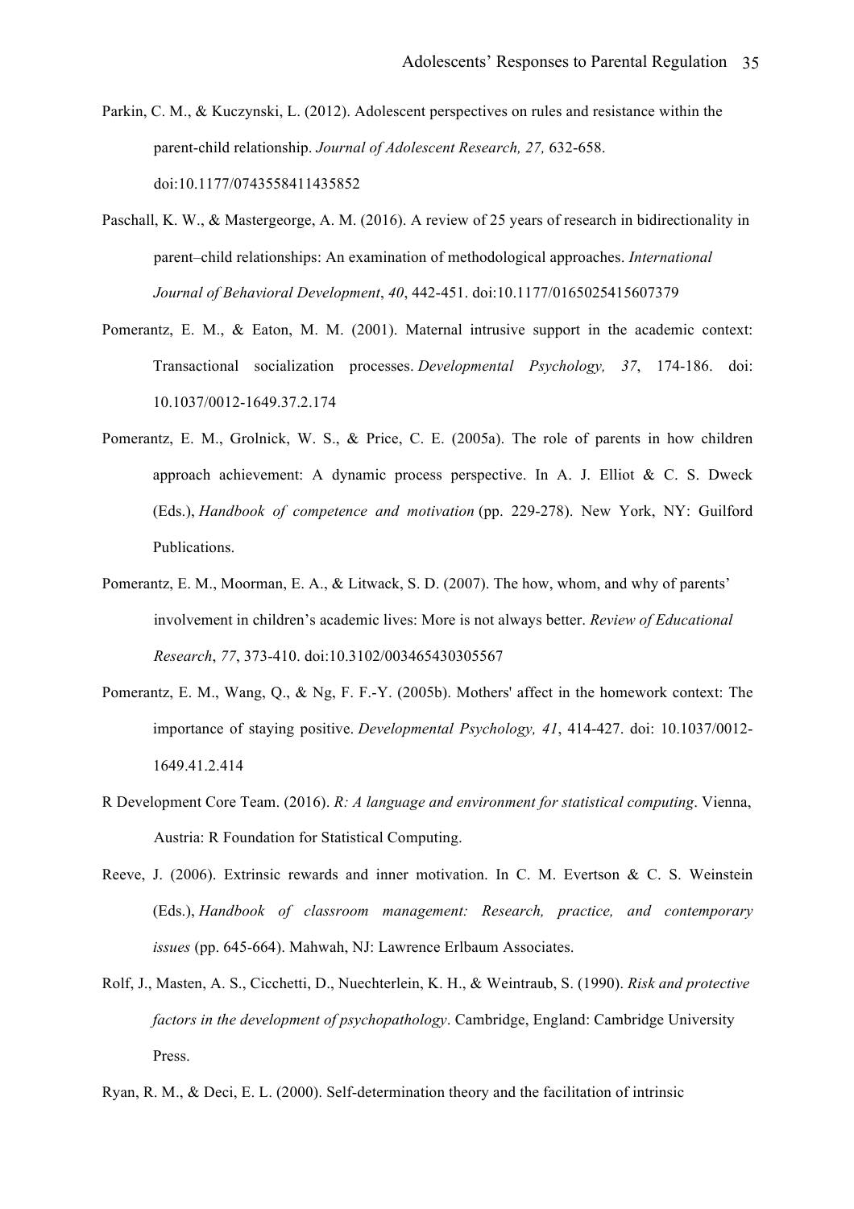Parkin, C. M., & Kuczynski, L. (2012). Adolescent perspectives on rules and resistance within the parent-child relationship. *Journal of Adolescent Research, 27,* 632-658. doi:10.1177/0743558411435852

Paschall, K. W., & Mastergeorge, A. M. (2016). A review of 25 years of research in bidirectionality in parent–child relationships: An examination of methodological approaches. *International Journal of Behavioral Development*, *40*, 442-451. doi:10.1177/0165025415607379

Pomerantz, E. M., & Eaton, M. M. (2001). Maternal intrusive support in the academic context: Transactional socialization processes. *Developmental Psychology, 37*, 174-186. doi: 10.1037/0012-1649.37.2.174

Pomerantz, E. M., Grolnick, W. S., & Price, C. E. (2005a). The role of parents in how children approach achievement: A dynamic process perspective. In A. J. Elliot & C. S. Dweck (Eds.), *Handbook of competence and motivation* (pp. 229-278). New York, NY: Guilford Publications.

Pomerantz, E. M., Moorman, E. A., & Litwack, S. D. (2007). The how, whom, and why of parents' involvement in children's academic lives: More is not always better. *Review of Educational Research*, *77*, 373-410. doi:10.3102/003465430305567

Pomerantz, E. M., Wang, Q., & Ng, F. F.-Y. (2005b). Mothers' affect in the homework context: The importance of staying positive. *Developmental Psychology, 41*, 414-427. doi: 10.1037/0012-1649.41.2.414

R Development Core Team. (2016). *R: A language and environment for statistical computing*. Vienna, Austria: R Foundation for Statistical Computing.

Reeve, J. (2006). Extrinsic rewards and inner motivation. In C. M. Evertson & C. S. Weinstein (Eds.), *Handbook of classroom management: Research, practice, and contemporary issues* (pp. 645-664). Mahwah, NJ: Lawrence Erlbaum Associates.

Rolf, J., Masten, A. S., Cicchetti, D., Nuechterlein, K. H., & Weintraub, S. (1990). *Risk and protective factors in the development of psychopathology*. Cambridge, England: Cambridge University Press.

Ryan, R. M., & Deci, E. L. (2000). Self-determination theory and the facilitation of intrinsic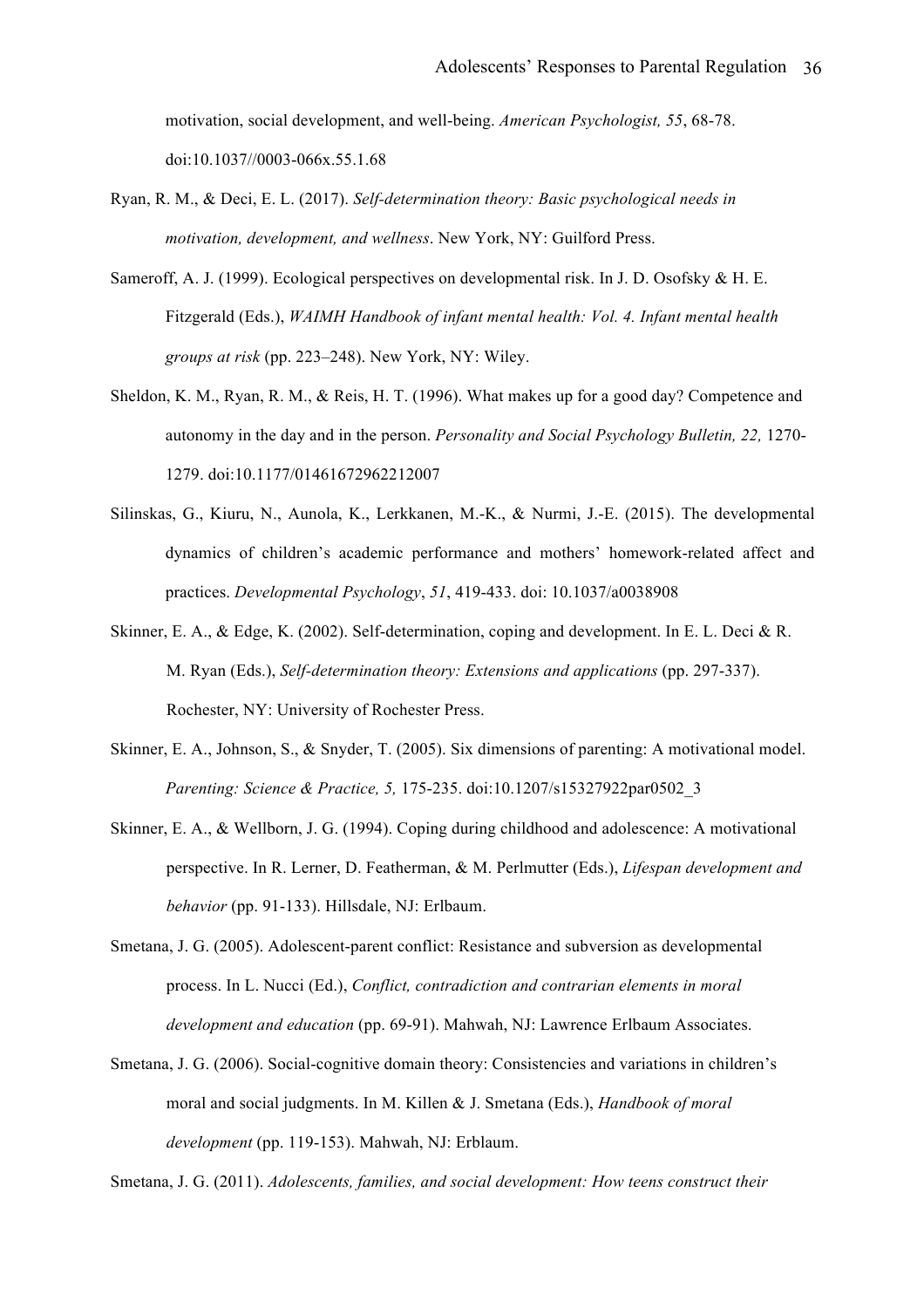motivation, social development, and well-being. *American Psychologist, 55*, 68-78. doi:10.1037//0003-066x.55.1.68

Ryan, R. M., & Deci, E. L. (2017). *Self-determination theory: Basic psychological needs in motivation, development, and wellness*. New York, NY: Guilford Press.

Sameroff, A. J. (1999). Ecological perspectives on developmental risk. In J. D. Osofsky & H. E. Fitzgerald (Eds.), *WAIMH Handbook of infant mental health: Vol. 4. Infant mental health groups at risk* (pp. 223–248). New York, NY: Wiley.

Sheldon, K. M., Ryan, R. M., & Reis, H. T. (1996). What makes up for a good day? Competence and autonomy in the day and in the person. *Personality and Social Psychology Bulletin, 22,* 1270-1279. doi:10.1177/01461672962212007

Silinskas, G., Kiuru, N., Aunola, K., Lerkkanen, M.-K., & Nurmi, J.-E. (2015). The developmental dynamics of children's academic performance and mothers' homework-related affect and practices. *Developmental Psychology*, *51*, 419-433. doi: 10.1037/a0038908

Skinner, E. A., & Edge, K. (2002). Self-determination, coping and development. In E. L. Deci & R. M. Ryan (Eds.), *Self-determination theory: Extensions and applications* (pp. 297-337). Rochester, NY: University of Rochester Press.

Skinner, E. A., Johnson, S., & Snyder, T. (2005). Six dimensions of parenting: A motivational model. *Parenting: Science & Practice, 5,* 175-235. doi:10.1207/s15327922par0502_3

Skinner, E. A., & Wellborn, J. G. (1994). Coping during childhood and adolescence: A motivational perspective. In R. Lerner, D. Featherman, & M. Perlmutter (Eds.), *Lifespan development and behavior* (pp. 91-133). Hillsdale, NJ: Erlbaum.

Smetana, J. G. (2005). Adolescent-parent conflict: Resistance and subversion as developmental process. In L. Nucci (Ed.), *Conflict, contradiction and contrarian elements in moral development and education* (pp. 69-91). Mahwah, NJ: Lawrence Erlbaum Associates.

Smetana, J. G. (2006). Social-cognitive domain theory: Consistencies and variations in children's moral and social judgments. In M. Killen & J. Smetana (Eds.), *Handbook of moral development* (pp. 119-153). Mahwah, NJ: Erblaum.

Smetana, J. G. (2011). *Adolescents, families, and social development: How teens construct their*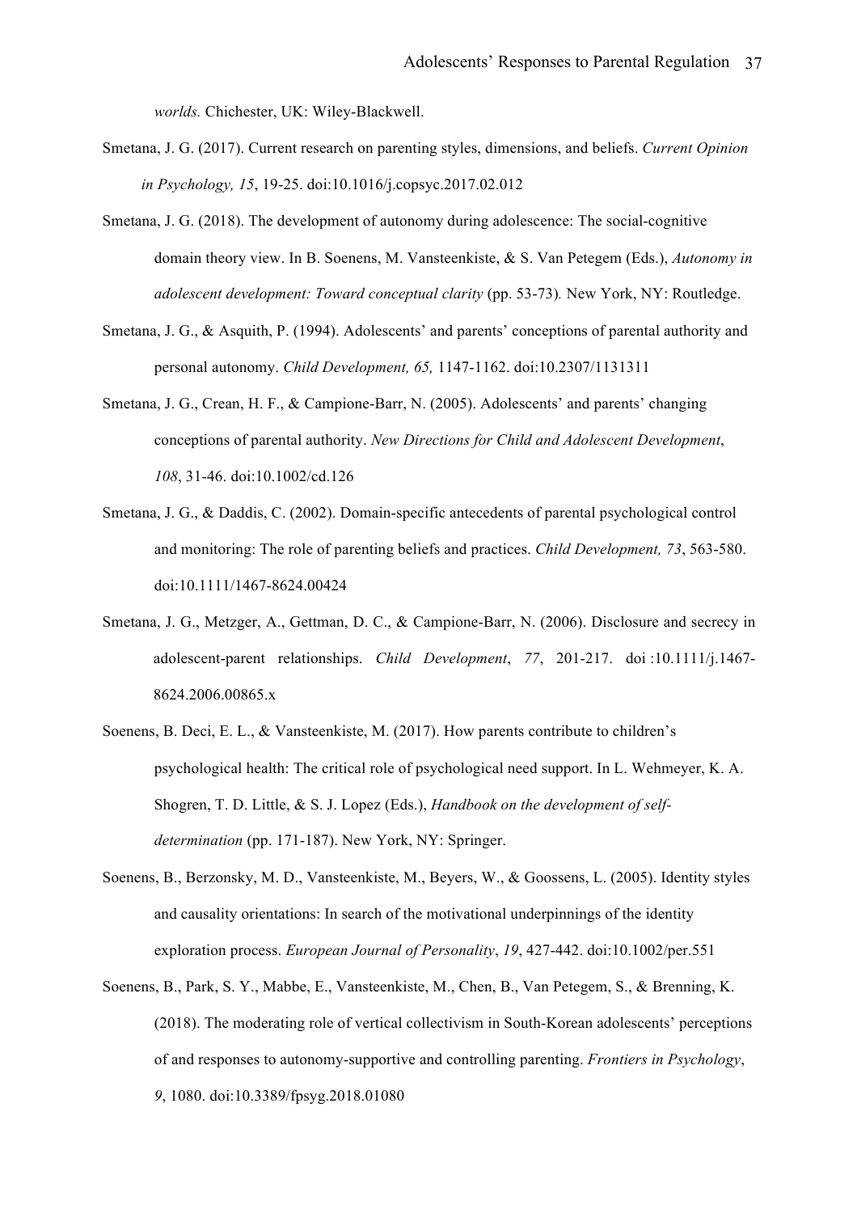*worlds.* Chichester, UK: Wiley-Blackwell.

Smetana, J. G. (2017). Current research on parenting styles, dimensions, and beliefs. *Current Opinion in Psychology, 15*, 19-25. doi:10.1016/j.copsyc.2017.02.012

Smetana, J. G. (2018). The development of autonomy during adolescence: The social-cognitive domain theory view. In B. Soenens, M. Vansteenkiste, & S. Van Petegem (Eds.), *Autonomy in adolescent development: Toward conceptual clarity* (pp. 53-73)*.* New York, NY: Routledge.

Smetana, J. G., & Asquith, P. (1994). Adolescents' and parents' conceptions of parental authority and personal autonomy. *Child Development, 65,* 1147-1162. doi:10.2307/1131311

Smetana, J. G., Crean, H. F., & Campione-Barr, N. (2005). Adolescents' and parents' changing conceptions of parental authority. *New Directions for Child and Adolescent Development*, *108*, 31-46. doi:10.1002/cd.126

Smetana, J. G., & Daddis, C. (2002). Domain-specific antecedents of parental psychological control and monitoring: The role of parenting beliefs and practices. *Child Development, 73*, 563-580. doi:10.1111/1467-8624.00424

Smetana, J. G., Metzger, A., Gettman, D. C., & Campione-Barr, N. (2006). Disclosure and secrecy in adolescent-parent relationships. *Child Development*, *77*, 201-217. doi :10.1111/j.1467-8624.2006.00865.x

Soenens, B. Deci, E. L., & Vansteenkiste, M. (2017). How parents contribute to children's psychological health: The critical role of psychological need support. In L. Wehmeyer, K. A. Shogren, T. D. Little, & S. J. Lopez (Eds.), *Handbook on the development of self-determination* (pp. 171-187). New York, NY: Springer.

Soenens, B., Berzonsky, M. D., Vansteenkiste, M., Beyers, W., & Goossens, L. (2005). Identity styles and causality orientations: In search of the motivational underpinnings of the identity exploration process. *European Journal of Personality*, *19*, 427-442. doi:10.1002/per.551

Soenens, B., Park, S. Y., Mabbe, E., Vansteenkiste, M., Chen, B., Van Petegem, S., & Brenning, K. (2018). The moderating role of vertical collectivism in South-Korean adolescents' perceptions of and responses to autonomy-supportive and controlling parenting. *Frontiers in Psychology*, *9*, 1080. doi:10.3389/fpsyg.2018.01080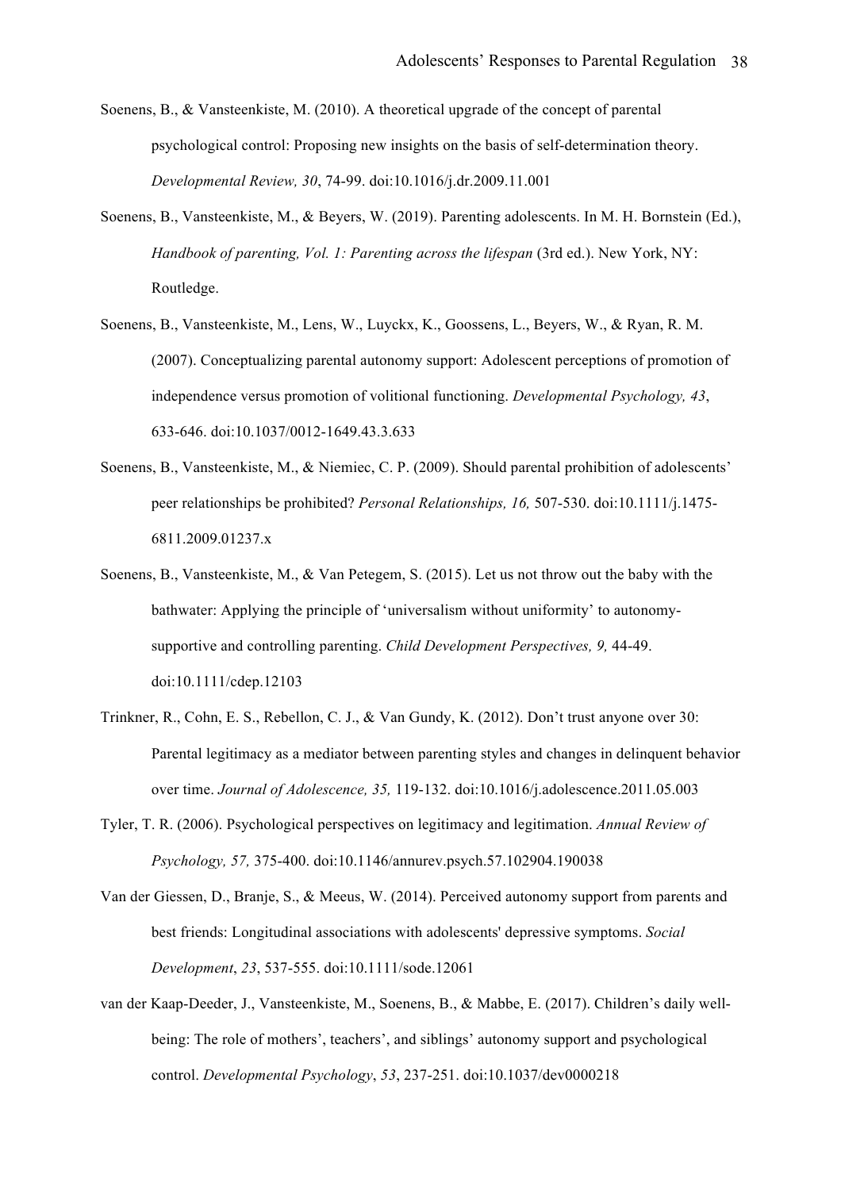Soenens, B., & Vansteenkiste, M. (2010). A theoretical upgrade of the concept of parental psychological control: Proposing new insights on the basis of self-determination theory. *Developmental Review, 30*, 74-99. doi:10.1016/j.dr.2009.11.001

Soenens, B., Vansteenkiste, M., & Beyers, W. (2019). Parenting adolescents. In M. H. Bornstein (Ed.), *Handbook of parenting, Vol. 1: Parenting across the lifespan* (3rd ed.). New York, NY: Routledge.

Soenens, B., Vansteenkiste, M., Lens, W., Luyckx, K., Goossens, L., Beyers, W., & Ryan, R. M. (2007). Conceptualizing parental autonomy support: Adolescent perceptions of promotion of independence versus promotion of volitional functioning. *Developmental Psychology, 43*, 633-646. doi:10.1037/0012-1649.43.3.633

Soenens, B., Vansteenkiste, M., & Niemiec, C. P. (2009). Should parental prohibition of adolescents' peer relationships be prohibited? *Personal Relationships, 16,* 507-530. doi:10.1111/j.1475-6811.2009.01237.x

Soenens, B., Vansteenkiste, M., & Van Petegem, S. (2015). Let us not throw out the baby with the bathwater: Applying the principle of 'universalism without uniformity' to autonomy-supportive and controlling parenting. *Child Development Perspectives, 9,* 44-49. doi:10.1111/cdep.12103

Trinkner, R., Cohn, E. S., Rebellon, C. J., & Van Gundy, K. (2012). Don't trust anyone over 30: Parental legitimacy as a mediator between parenting styles and changes in delinquent behavior over time. *Journal of Adolescence, 35,* 119-132. doi:10.1016/j.adolescence.2011.05.003

Tyler, T. R. (2006). Psychological perspectives on legitimacy and legitimation. *Annual Review of Psychology, 57,* 375-400. doi:10.1146/annurev.psych.57.102904.190038

Van der Giessen, D., Branje, S., & Meeus, W. (2014). Perceived autonomy support from parents and best friends: Longitudinal associations with adolescents' depressive symptoms. *Social Development*, *23*, 537-555. doi:10.1111/sode.12061

van der Kaap-Deeder, J., Vansteenkiste, M., Soenens, B., & Mabbe, E. (2017). Children's daily well-being: The role of mothers', teachers', and siblings' autonomy support and psychological control. *Developmental Psychology*, *53*, 237-251. doi:10.1037/dev0000218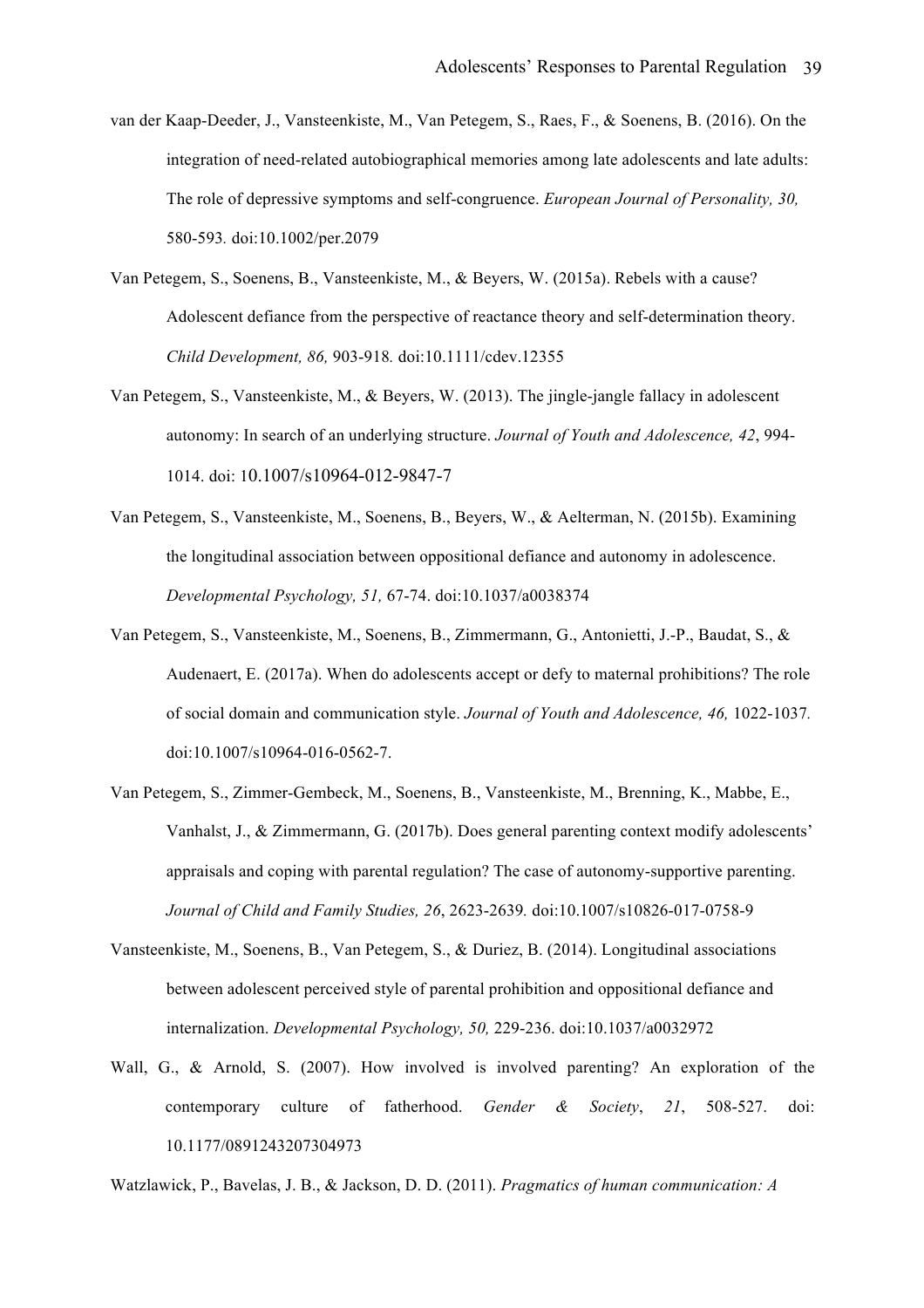van der Kaap-Deeder, J., Vansteenkiste, M., Van Petegem, S., Raes, F., & Soenens, B. (2016). On the integration of need-related autobiographical memories among late adolescents and late adults: The role of depressive symptoms and self-congruence. *European Journal of Personality, 30,* 580-593*.* doi:10.1002/per.2079

Van Petegem, S., Soenens, B., Vansteenkiste, M., & Beyers, W. (2015a). Rebels with a cause? Adolescent defiance from the perspective of reactance theory and self-determination theory. *Child Development, 86,* 903-918*.* doi:10.1111/cdev.12355

Van Petegem, S., Vansteenkiste, M., & Beyers, W. (2013). The jingle-jangle fallacy in adolescent autonomy: In search of an underlying structure. *Journal of Youth and Adolescence, 42*, 994-1014. doi: 10.1007/s10964-012-9847-7

Van Petegem, S., Vansteenkiste, M., Soenens, B., Beyers, W., & Aelterman, N. (2015b). Examining the longitudinal association between oppositional defiance and autonomy in adolescence. *Developmental Psychology, 51,* 67-74. doi:10.1037/a0038374

Van Petegem, S., Vansteenkiste, M., Soenens, B., Zimmermann, G., Antonietti, J.-P., Baudat, S., & Audenaert, E. (2017a). When do adolescents accept or defy to maternal prohibitions? The role of social domain and communication style. *Journal of Youth and Adolescence, 46,* 1022-1037*.* doi:10.1007/s10964-016-0562-7.

Van Petegem, S., Zimmer-Gembeck, M., Soenens, B., Vansteenkiste, M., Brenning, K., Mabbe, E., Vanhalst, J., & Zimmermann, G. (2017b). Does general parenting context modify adolescents' appraisals and coping with parental regulation? The case of autonomy-supportive parenting. *Journal of Child and Family Studies, 26*, 2623-2639*.* doi:10.1007/s10826-017-0758-9

Vansteenkiste, M., Soenens, B., Van Petegem, S., & Duriez, B. (2014). Longitudinal associations between adolescent perceived style of parental prohibition and oppositional defiance and internalization. *Developmental Psychology, 50,* 229-236. doi:10.1037/a0032972

Wall, G., & Arnold, S. (2007). How involved is involved parenting? An exploration of the contemporary culture of fatherhood. *Gender & Society*, *21*, 508-527. doi: 10.1177/0891243207304973

Watzlawick, P., Bavelas, J. B., & Jackson, D. D. (2011). *Pragmatics of human communication: A*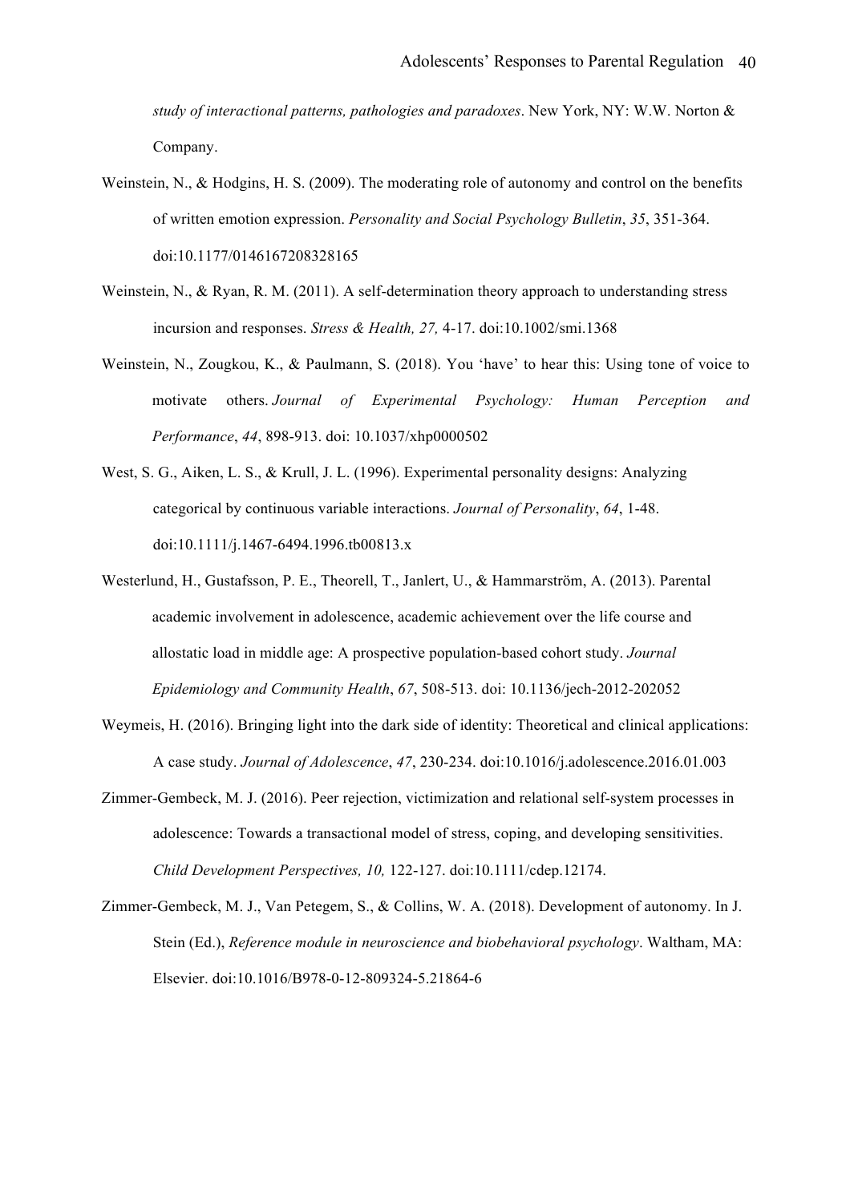*study of interactional patterns, pathologies and paradoxes*. New York, NY: W.W. Norton & Company.

Weinstein, N., & Hodgins, H. S. (2009). The moderating role of autonomy and control on the benefits of written emotion expression. *Personality and Social Psychology Bulletin*, *35*, 351-364. doi:10.1177/0146167208328165

Weinstein, N., & Ryan, R. M. (2011). A self-determination theory approach to understanding stress incursion and responses. *Stress & Health, 27,* 4-17. doi:10.1002/smi.1368

Weinstein, N., Zougkou, K., & Paulmann, S. (2018). You 'have' to hear this: Using tone of voice to motivate others. *Journal of Experimental Psychology: Human Perception and Performance*, *44*, 898-913. doi: 10.1037/xhp0000502

West, S. G., Aiken, L. S., & Krull, J. L. (1996). Experimental personality designs: Analyzing categorical by continuous variable interactions. *Journal of Personality*, *64*, 1-48. doi:10.1111/j.1467-6494.1996.tb00813.x

Westerlund, H., Gustafsson, P. E., Theorell, T., Janlert, U., & Hammarström, A. (2013). Parental academic involvement in adolescence, academic achievement over the life course and allostatic load in middle age: A prospective population-based cohort study. *Journal Epidemiology and Community Health*, *67*, 508-513. doi: 10.1136/jech-2012-202052

Weymeis, H. (2016). Bringing light into the dark side of identity: Theoretical and clinical applications: A case study. *Journal of Adolescence*, *47*, 230-234. doi:10.1016/j.adolescence.2016.01.003

Zimmer-Gembeck, M. J. (2016). Peer rejection, victimization and relational self-system processes in adolescence: Towards a transactional model of stress, coping, and developing sensitivities. *Child Development Perspectives, 10,* 122-127. doi:10.1111/cdep.12174.

Zimmer-Gembeck, M. J., Van Petegem, S., & Collins, W. A. (2018). Development of autonomy. In J. Stein (Ed.), *Reference module in neuroscience and biobehavioral psychology*. Waltham, MA: Elsevier. doi:10.1016/B978-0-12-809324-5.21864-6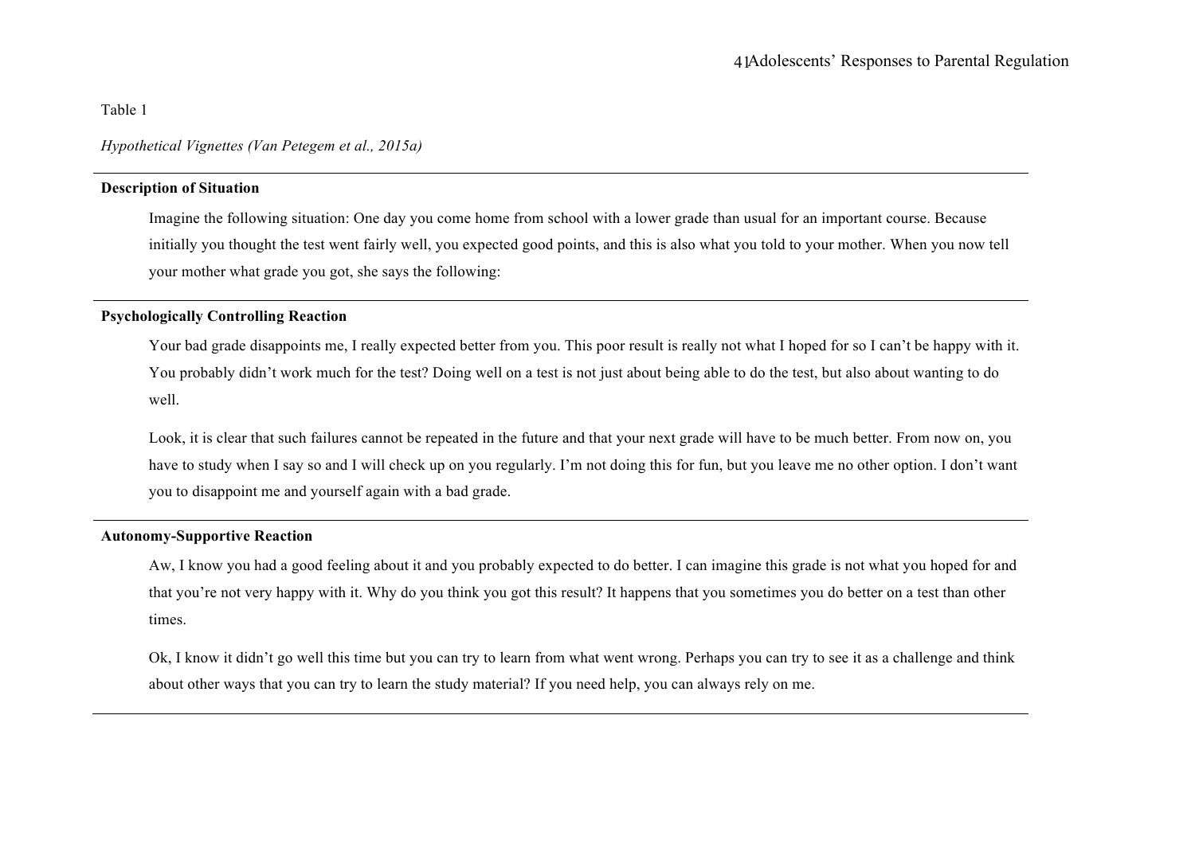Table 1

*Hypothetical Vignettes (Van Petegem et al., 2015a)*

**Description of Situation**

Imagine the following situation: One day you come home from school with a lower grade than usual for an important course. Because initially you thought the test went fairly well, you expected good points, and this is also what you told to your mother. When you now tell your mother what grade you got, she says the following:

**Psychologically Controlling Reaction**

Your bad grade disappoints me, I really expected better from you. This poor result is really not what I hoped for so I can't be happy with it. You probably didn't work much for the test? Doing well on a test is not just about being able to do the test, but also about wanting to do well.

Look, it is clear that such failures cannot be repeated in the future and that your next grade will have to be much better. From now on, you have to study when I say so and I will check up on you regularly. I'm not doing this for fun, but you leave me no other option. I don't want you to disappoint me and yourself again with a bad grade.

**Autonomy-Supportive Reaction**

Aw, I know you had a good feeling about it and you probably expected to do better. I can imagine this grade is not what you hoped for and that you're not very happy with it. Why do you think you got this result? It happens that you sometimes you do better on a test than other times.

Ok, I know it didn't go well this time but you can try to learn from what went wrong. Perhaps you can try to see it as a challenge and think about other ways that you can try to learn the study material? If you need help, you can always rely on me.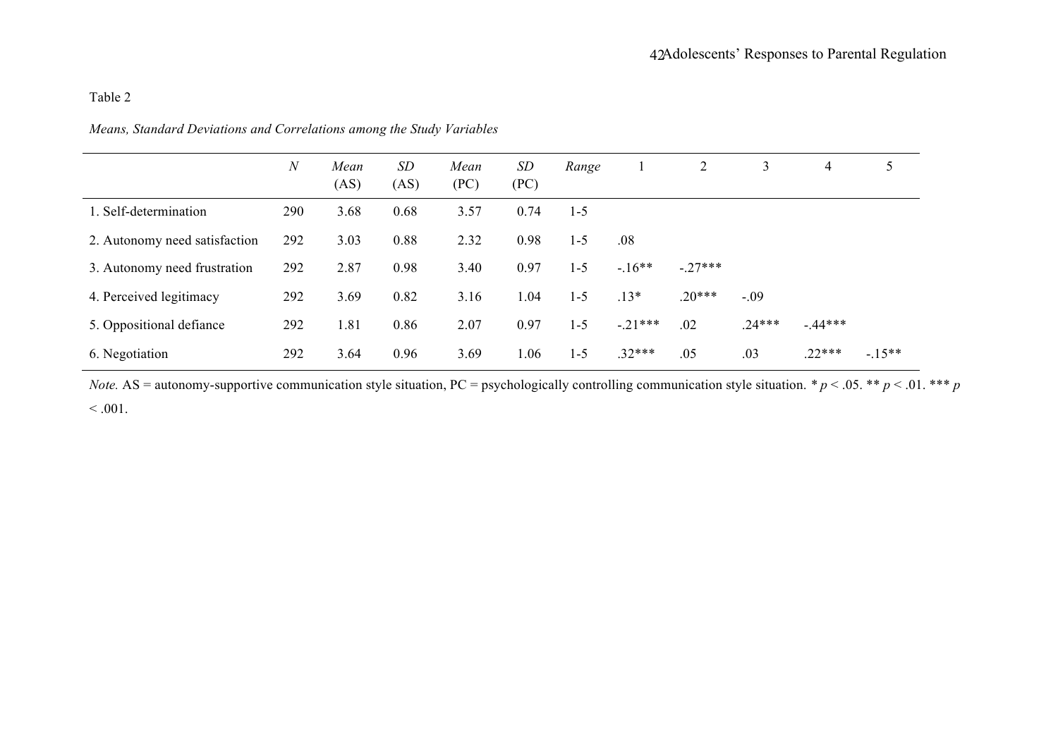Table 2

*Means, Standard Deviations and Correlations among the Study Variables*

| | *N* | *Mean* (AS) | *SD* (AS) | *Mean* (PC) | *SD* (PC) | *Range* | 1 | 2 | 3 | 4 | 5 |
|---|---|---|---|---|---|---|---|---|---|---|---|
| 1. Self-determination | 290 | 3.68 | 0.68 | 3.57 | 0.74 | 1-5 | | | | | |
| 2. Autonomy need satisfaction | 292 | 3.03 | 0.88 | 2.32 | 0.98 | 1-5 | .08 | | | | |
| 3. Autonomy need frustration | 292 | 2.87 | 0.98 | 3.40 | 0.97 | 1-5 | -.16** | -.27*** | | | |
| 4. Perceived legitimacy | 292 | 3.69 | 0.82 | 3.16 | 1.04 | 1-5 | .13* | .20*** | -.09 | | |
| 5. Oppositional defiance | 292 | 1.81 | 0.86 | 2.07 | 0.97 | 1-5 | -.21*** | .02 | .24*** | -.44*** | |
| 6. Negotiation | 292 | 3.64 | 0.96 | 3.69 | 1.06 | 1-5 | .32*** | .05 | .03 | .22*** | -.15** |

*Note.* AS = autonomy-supportive communication style situation, PC = psychologically controlling communication style situation. * $p < .05$. ** $p < .01$. *** $p < .001$.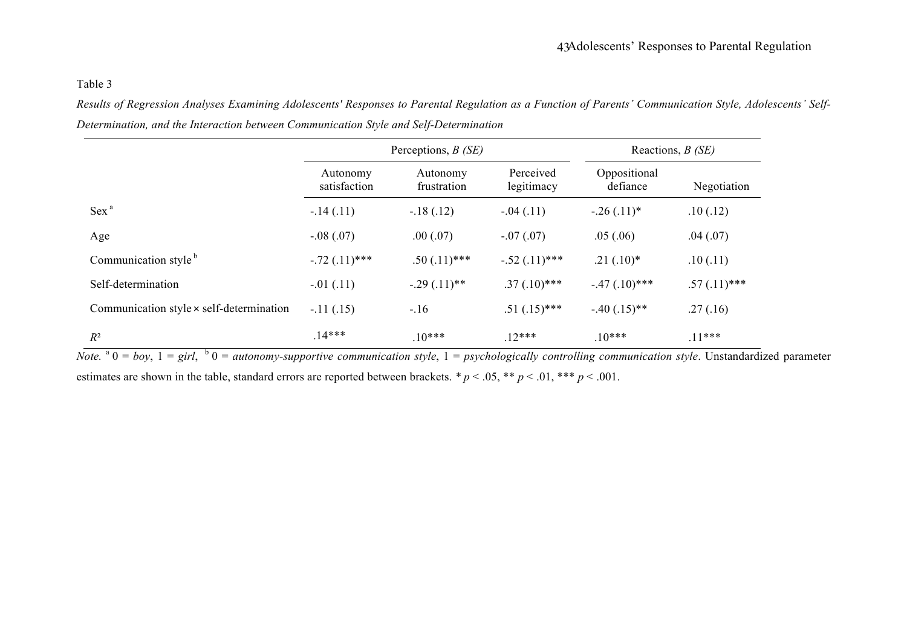Table 3

*Results of Regression Analyses Examining Adolescents' Responses to Parental Regulation as a Function of Parents' Communication Style, Adolescents' Self-Determination, and the Interaction between Communication Style and Self-Determination*

| | Perceptions, *B (SE)* | | | Reactions, *B (SE)* | |
|---|---|---|---|---|---|
| | Autonomy satisfaction | Autonomy frustration | Perceived legitimacy | Oppositional defiance | Negotiation |
| Sex [a] | -.14 (.11) | -.18 (.12) | -.04 (.11) | -.26 (.11)* | .10 (.12) |
| Age | -.08 (.07) | .00 (.07) | -.07 (.07) | .05 (.06) | .04 (.07) |
| Communication style [b] | -.72 (.11)*** | .50 (.11)*** | -.52 (.11)*** | .21 (.10)* | .10 (.11) |
| Self-determination | -.01 (.11) | -.29 (.11)** | .37 (.10)*** | -.47 (.10)*** | .57 (.11)*** |
| Communication style × self-determination | -.11 (.15) | -.16 | .51 (.15)*** | -.40 (.15)** | .27 (.16) |
| $R^2$ | .14*** | .10*** | .12*** | .10*** | .11*** |

*Note.* [a] 0 = *boy*, 1 = *girl*, [b] 0 = *autonomy-supportive communication style*, 1 = *psychologically controlling communication style*. Unstandardized parameter estimates are shown in the table, standard errors are reported between brackets. * $p < .05$, ** $p < .01$, *** $p < .001$.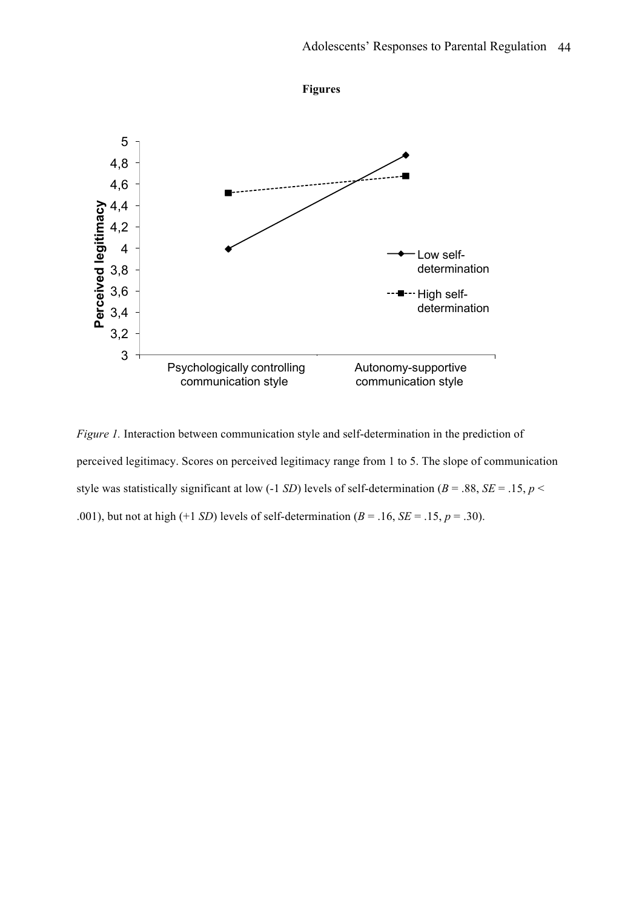**Figures**

*Figure 1.* Interaction between communication style and self-determination in the prediction of perceived legitimacy. Scores on perceived legitimacy range from 1 to 5. The slope of communication style was statistically significant at low (-1 *SD*) levels of self-determination ($B$ = .88, $SE$ = .15, $p$ < .001), but not at high (+1 *SD*) levels of self-determination ($B$ = .16, $SE$ = .15, $p$ = .30).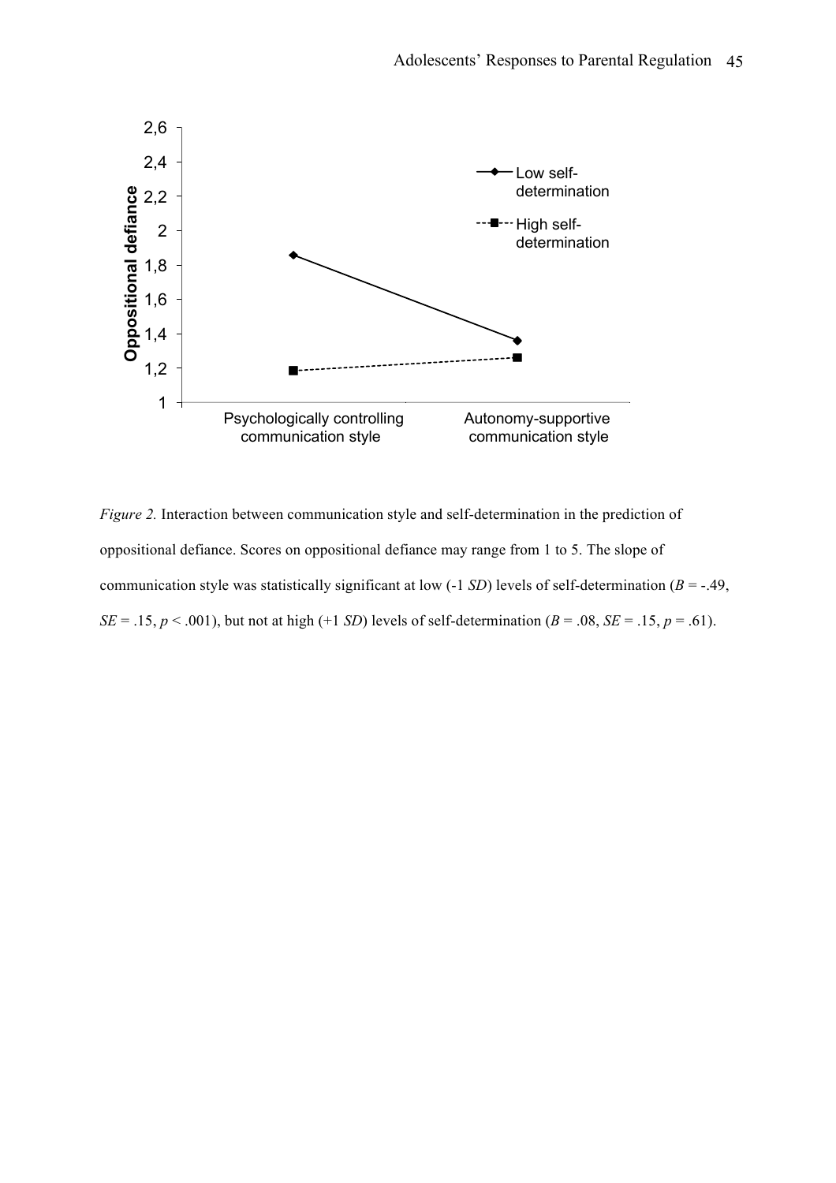2,6
2,4
2,2
2
1,8
1,6
1,4
1,2
1

Oppositional defiance

Low self-determination

High self-determination

Psychologically controlling communication style

Autonomy-supportive communication style

*Figure 2.* Interaction between communication style and self-determination in the prediction of oppositional defiance. Scores on oppositional defiance may range from 1 to 5. The slope of communication style was statistically significant at low (-1 *SD*) levels of self-determination ($B = -.49$, $SE = .15$, $p < .001$), but not at high (+1 *SD*) levels of self-determination ($B = .08$, $SE = .15$, $p = .61$).